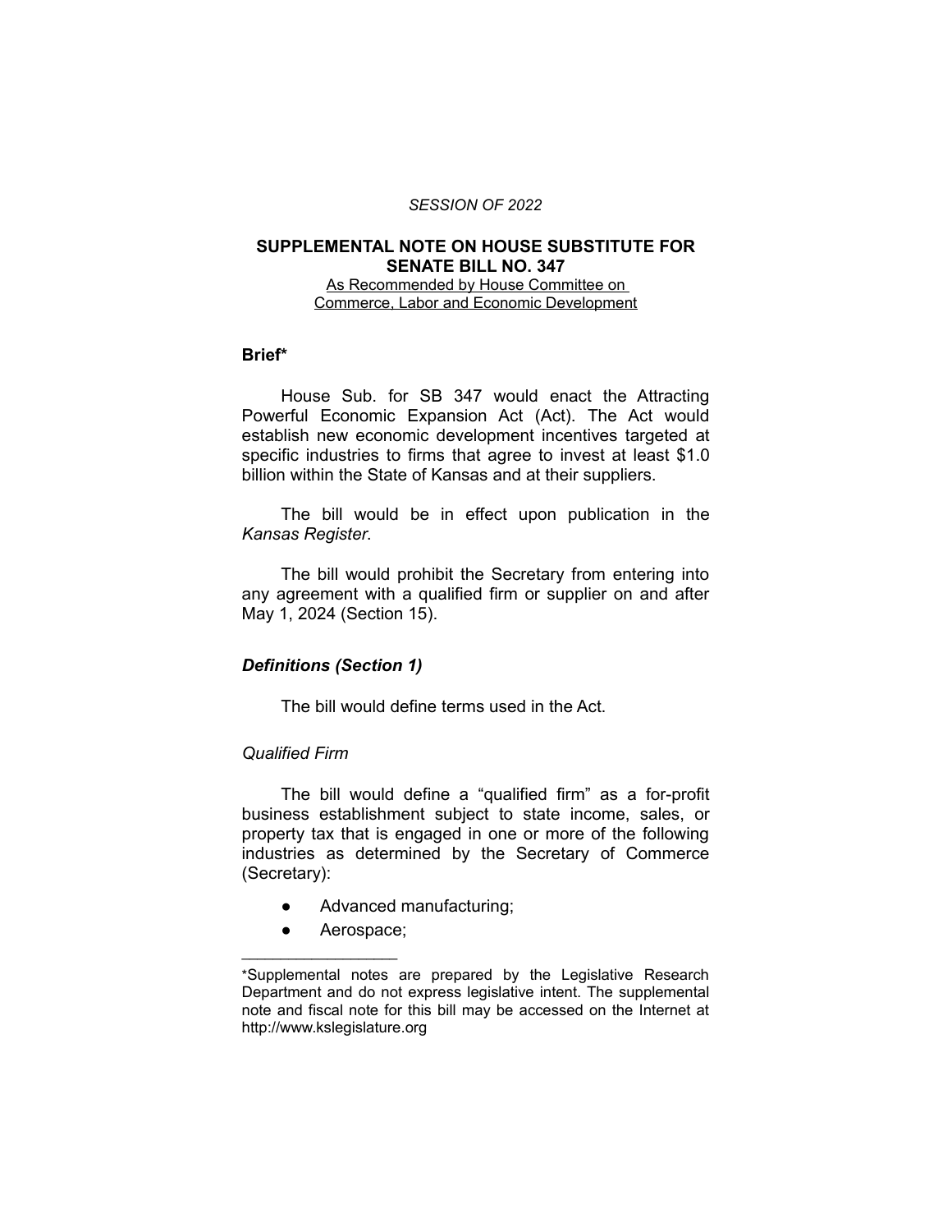*SESSION OF 2022*

**SUPPLEMENTAL NOTE ON HOUSE SUBSTITUTE FOR SENATE BILL NO. 347**

As Recommended by House Committee on Commerce, Labor and Economic Development

**Brief***

House Sub. for SB 347 would enact the Attracting Powerful Economic Expansion Act (Act). The Act would establish new economic development incentives targeted at specific industries to firms that agree to invest at least $1.0 billion within the State of Kansas and at their suppliers.

The bill would be in effect upon publication in the *Kansas Register*.

The bill would prohibit the Secretary from entering into any agreement with a qualified firm or supplier on and after May 1, 2024 (Section 15).

### *Definitions (Section 1)*

The bill would define terms used in the Act.

*Qualified Firm*

The bill would define a "qualified firm" as a for-profit business establishment subject to state income, sales, or property tax that is engaged in one or more of the following industries as determined by the Secretary of Commerce (Secretary):

- Advanced manufacturing;
- Aerospace;

---

*Supplemental notes are prepared by the Legislative Research Department and do not express legislative intent. The supplemental note and fiscal note for this bill may be accessed on the Internet at http://www.kslegislature.org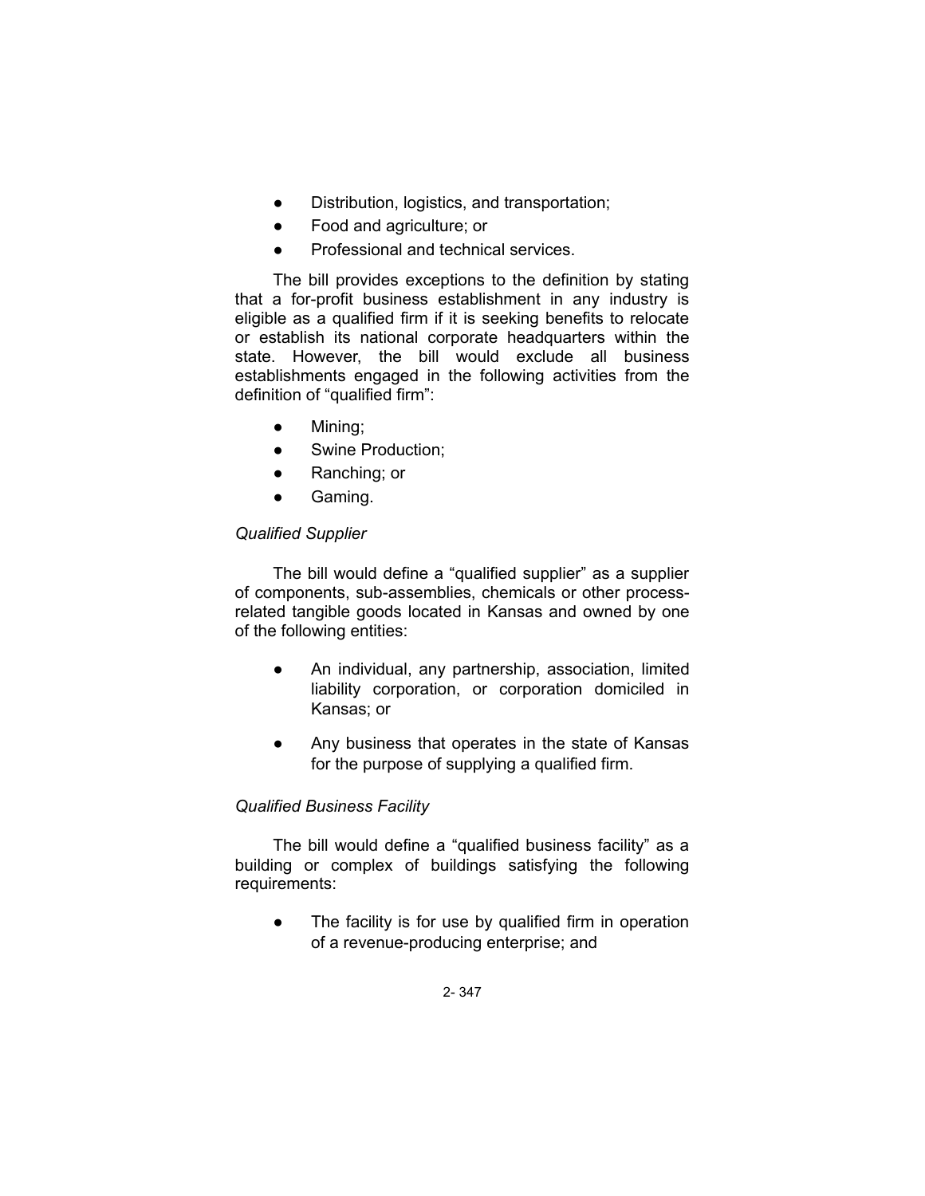- Distribution, logistics, and transportation;
- Food and agriculture; or
- Professional and technical services.

The bill provides exceptions to the definition by stating that a for-profit business establishment in any industry is eligible as a qualified firm if it is seeking benefits to relocate or establish its national corporate headquarters within the state. However, the bill would exclude all business establishments engaged in the following activities from the definition of "qualified firm":

- Mining;
- Swine Production;
- Ranching; or
- Gaming.

*Qualified Supplier*

The bill would define a "qualified supplier" as a supplier of components, sub-assemblies, chemicals or other process-related tangible goods located in Kansas and owned by one of the following entities:

- An individual, any partnership, association, limited liability corporation, or corporation domiciled in Kansas; or
- Any business that operates in the state of Kansas for the purpose of supplying a qualified firm.

*Qualified Business Facility*

The bill would define a "qualified business facility" as a building or complex of buildings satisfying the following requirements:

- The facility is for use by qualified firm in operation of a revenue-producing enterprise; and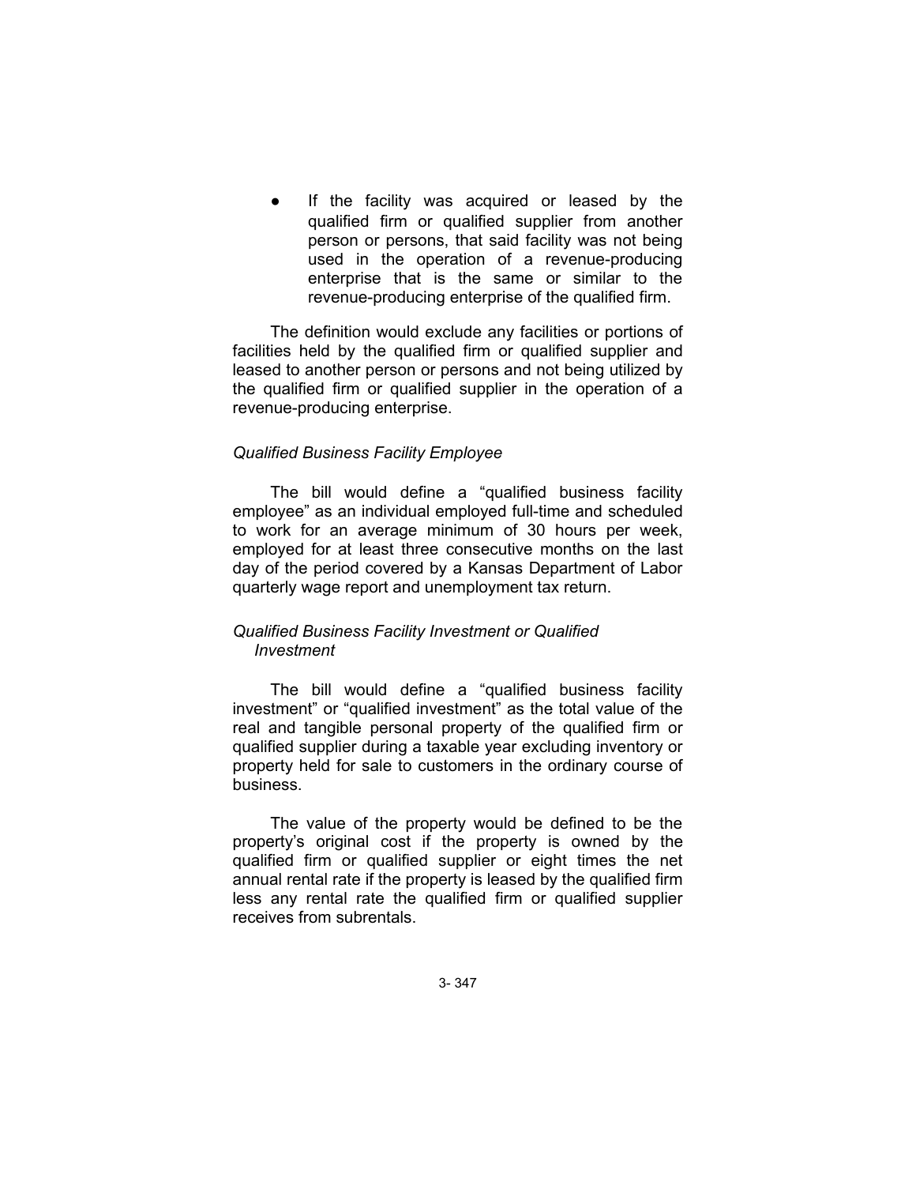- If the facility was acquired or leased by the qualified firm or qualified supplier from another person or persons, that said facility was not being used in the operation of a revenue-producing enterprise that is the same or similar to the revenue-producing enterprise of the qualified firm.

The definition would exclude any facilities or portions of facilities held by the qualified firm or qualified supplier and leased to another person or persons and not being utilized by the qualified firm or qualified supplier in the operation of a revenue-producing enterprise.

*Qualified Business Facility Employee*

The bill would define a "qualified business facility employee" as an individual employed full-time and scheduled to work for an average minimum of 30 hours per week, employed for at least three consecutive months on the last day of the period covered by a Kansas Department of Labor quarterly wage report and unemployment tax return.

*Qualified Business Facility Investment or Qualified Investment*

The bill would define a "qualified business facility investment" or "qualified investment" as the total value of the real and tangible personal property of the qualified firm or qualified supplier during a taxable year excluding inventory or property held for sale to customers in the ordinary course of business.

The value of the property would be defined to be the property's original cost if the property is owned by the qualified firm or qualified supplier or eight times the net annual rental rate if the property is leased by the qualified firm less any rental rate the qualified firm or qualified supplier receives from subrentals.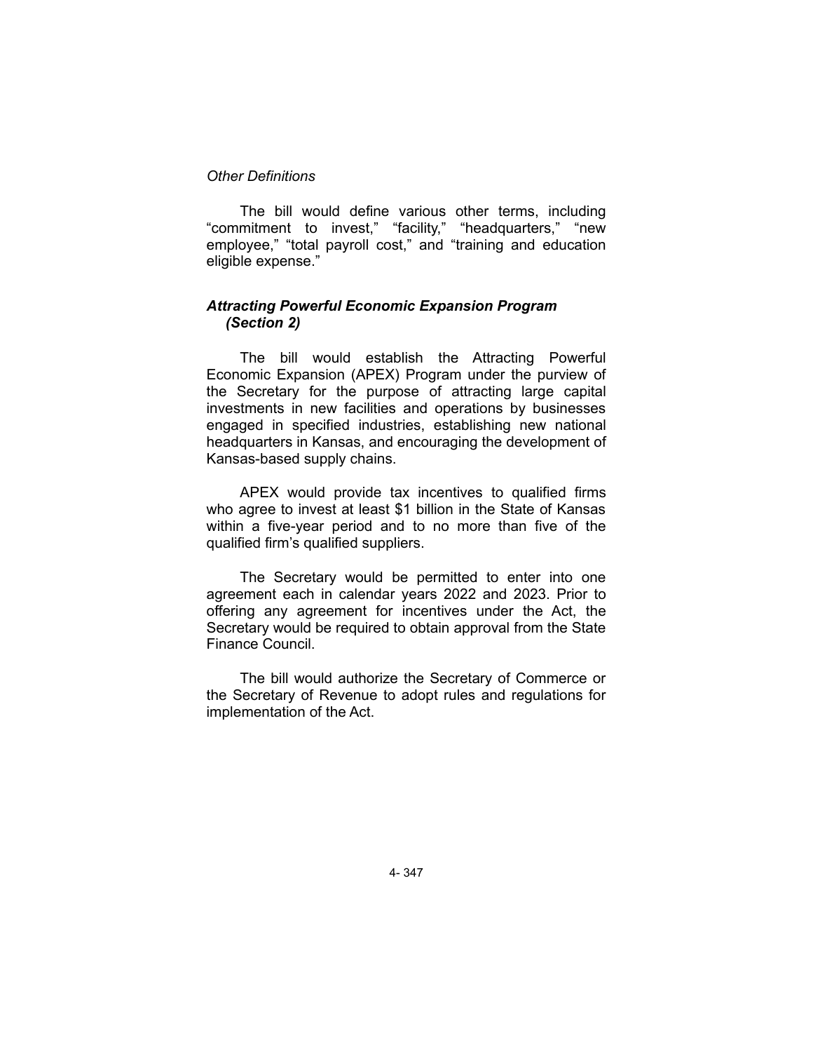*Other Definitions*

The bill would define various other terms, including "commitment to invest," "facility," "headquarters," "new employee," "total payroll cost," and "training and education eligible expense."

### ***Attracting Powerful Economic Expansion Program (Section 2)***

The bill would establish the Attracting Powerful Economic Expansion (APEX) Program under the purview of the Secretary for the purpose of attracting large capital investments in new facilities and operations by businesses engaged in specified industries, establishing new national headquarters in Kansas, and encouraging the development of Kansas-based supply chains.

APEX would provide tax incentives to qualified firms who agree to invest at least $1 billion in the State of Kansas within a five-year period and to no more than five of the qualified firm's qualified suppliers.

The Secretary would be permitted to enter into one agreement each in calendar years 2022 and 2023. Prior to offering any agreement for incentives under the Act, the Secretary would be required to obtain approval from the State Finance Council.

The bill would authorize the Secretary of Commerce or the Secretary of Revenue to adopt rules and regulations for implementation of the Act.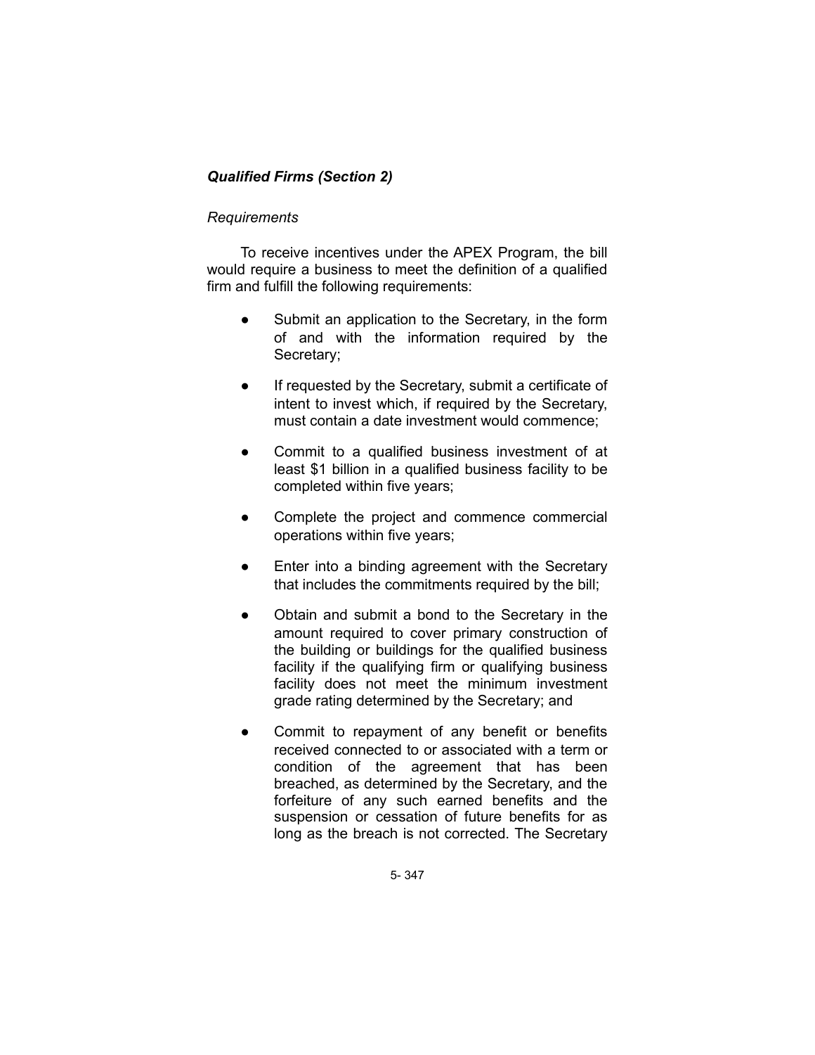### *Qualified Firms (Section 2)*

*Requirements*

To receive incentives under the APEX Program, the bill would require a business to meet the definition of a qualified firm and fulfill the following requirements:

- Submit an application to the Secretary, in the form of and with the information required by the Secretary;
- If requested by the Secretary, submit a certificate of intent to invest which, if required by the Secretary, must contain a date investment would commence;
- Commit to a qualified business investment of at least $1 billion in a qualified business facility to be completed within five years;
- Complete the project and commence commercial operations within five years;
- Enter into a binding agreement with the Secretary that includes the commitments required by the bill;
- Obtain and submit a bond to the Secretary in the amount required to cover primary construction of the building or buildings for the qualified business facility if the qualifying firm or qualifying business facility does not meet the minimum investment grade rating determined by the Secretary; and
- Commit to repayment of any benefit or benefits received connected to or associated with a term or condition of the agreement that has been breached, as determined by the Secretary, and the forfeiture of any such earned benefits and the suspension or cessation of future benefits for as long as the breach is not corrected. The Secretary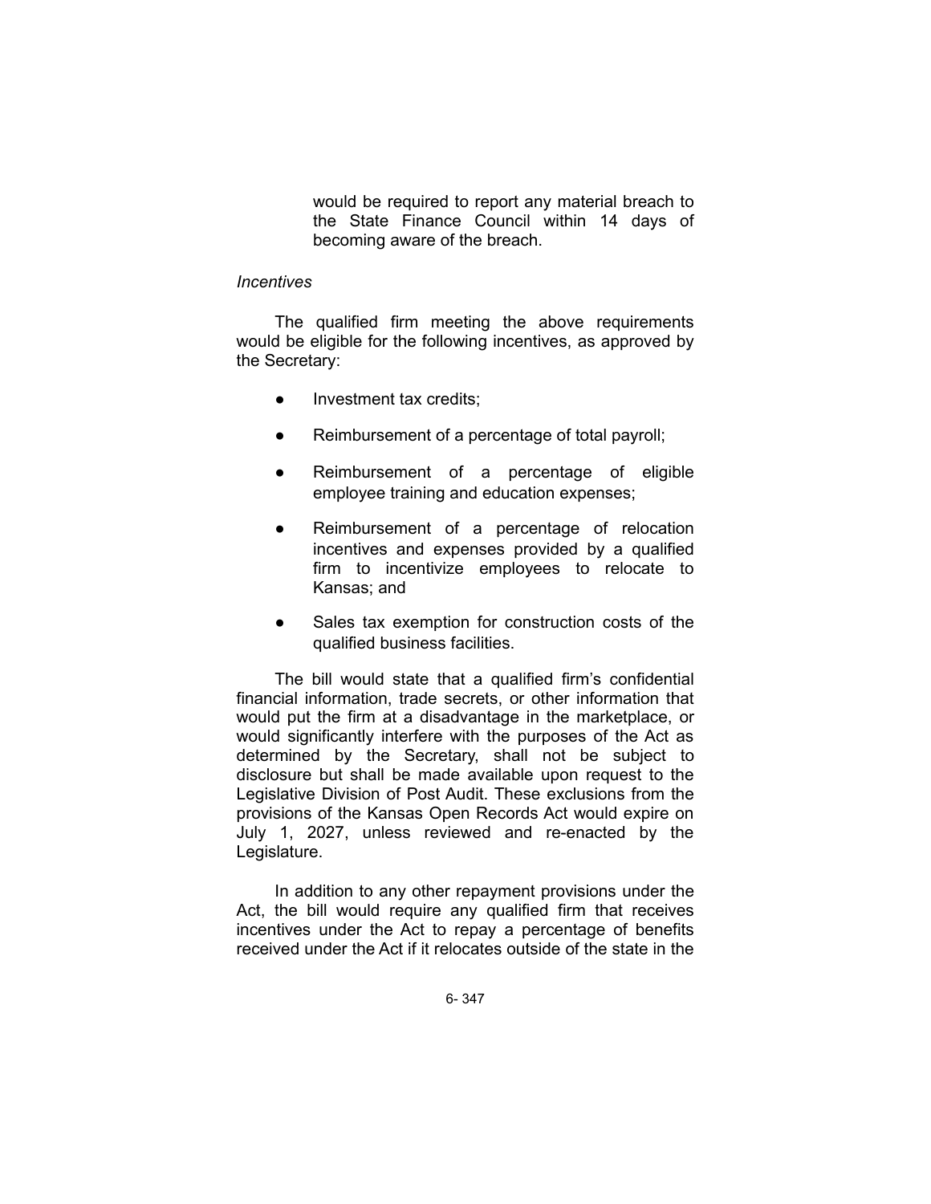would be required to report any material breach to the State Finance Council within 14 days of becoming aware of the breach.

*Incentives*

The qualified firm meeting the above requirements would be eligible for the following incentives, as approved by the Secretary:

- Investment tax credits;
- Reimbursement of a percentage of total payroll;
- Reimbursement of a percentage of eligible employee training and education expenses;
- Reimbursement of a percentage of relocation incentives and expenses provided by a qualified firm to incentivize employees to relocate to Kansas; and
- Sales tax exemption for construction costs of the qualified business facilities.

The bill would state that a qualified firm's confidential financial information, trade secrets, or other information that would put the firm at a disadvantage in the marketplace, or would significantly interfere with the purposes of the Act as determined by the Secretary, shall not be subject to disclosure but shall be made available upon request to the Legislative Division of Post Audit. These exclusions from the provisions of the Kansas Open Records Act would expire on July 1, 2027, unless reviewed and re-enacted by the Legislature.

In addition to any other repayment provisions under the Act, the bill would require any qualified firm that receives incentives under the Act to repay a percentage of benefits received under the Act if it relocates outside of the state in the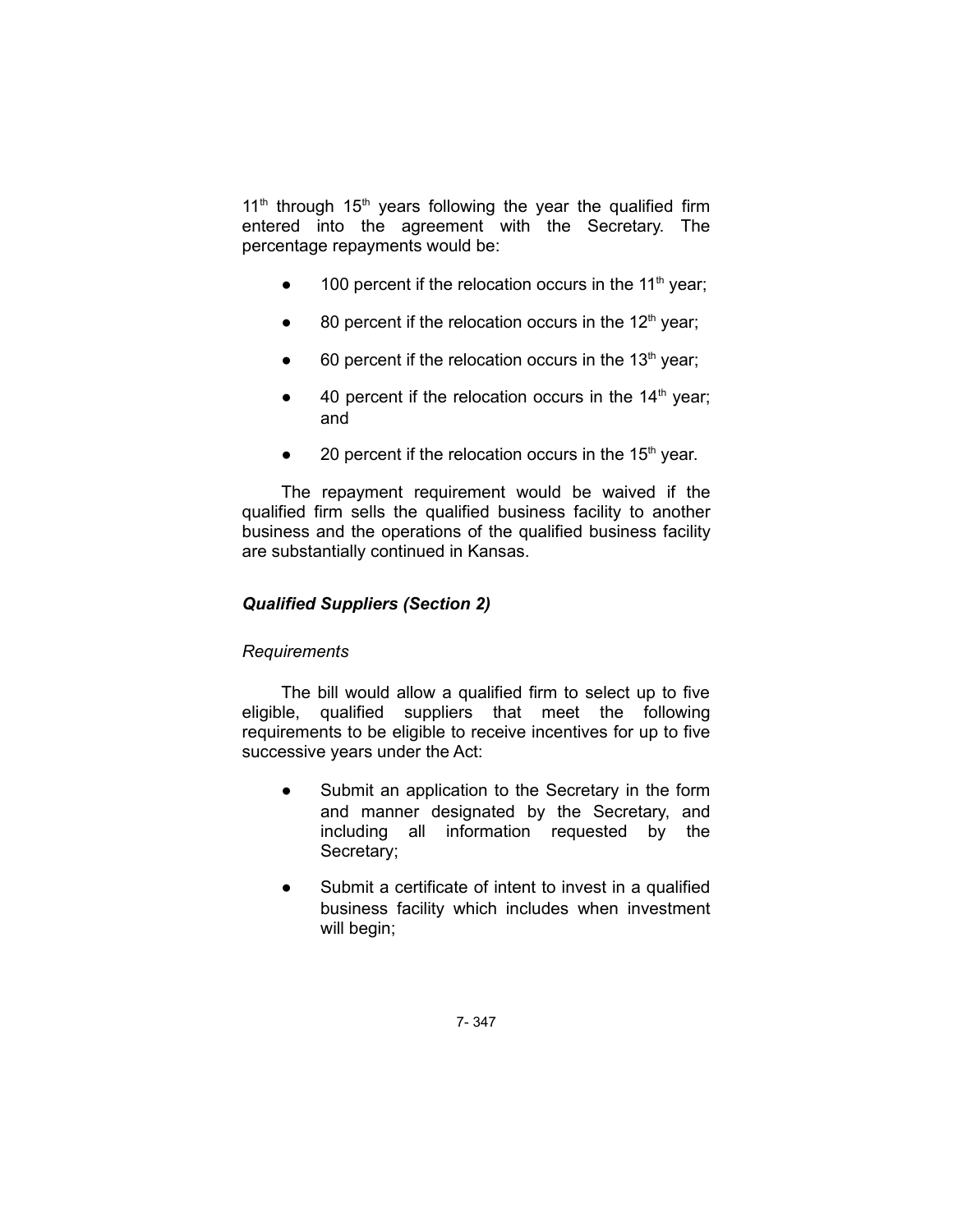11th through 15th years following the year the qualified firm entered into the agreement with the Secretary. The percentage repayments would be:

- 100 percent if the relocation occurs in the 11th year;
- 80 percent if the relocation occurs in the 12th year;
- 60 percent if the relocation occurs in the 13th year;
- 40 percent if the relocation occurs in the 14th year; and
- 20 percent if the relocation occurs in the 15th year.

The repayment requirement would be waived if the qualified firm sells the qualified business facility to another business and the operations of the qualified business facility are substantially continued in Kansas.

***Qualified Suppliers (Section 2)***

*Requirements*

The bill would allow a qualified firm to select up to five eligible, qualified suppliers that meet the following requirements to be eligible to receive incentives for up to five successive years under the Act:

- Submit an application to the Secretary in the form and manner designated by the Secretary, and including all information requested by the Secretary;
- Submit a certificate of intent to invest in a qualified business facility which includes when investment will begin;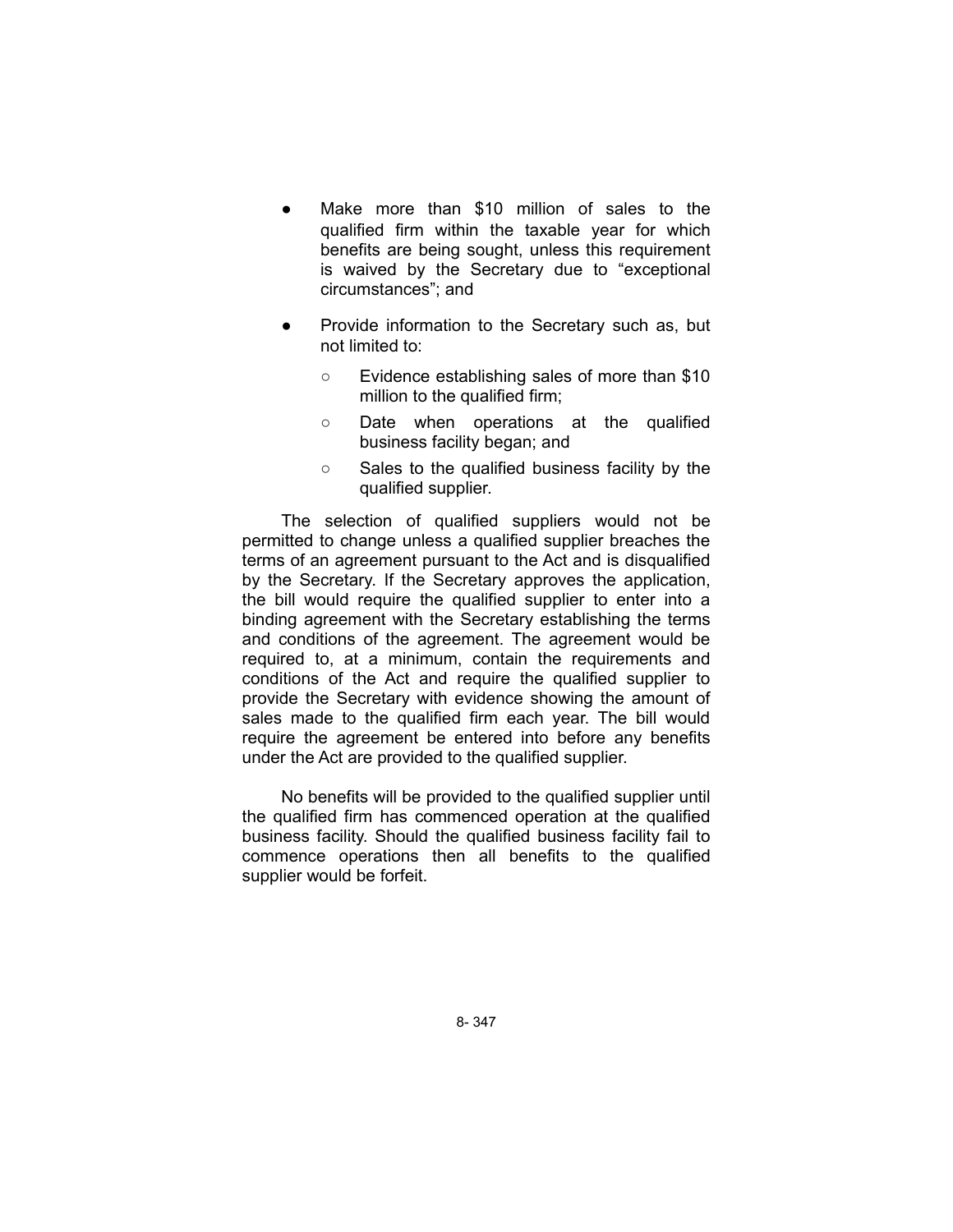- Make more than \$10 million of sales to the qualified firm within the taxable year for which benefits are being sought, unless this requirement is waived by the Secretary due to "exceptional circumstances"; and

- Provide information to the Secretary such as, but not limited to:

  - Evidence establishing sales of more than \$10 million to the qualified firm;

  - Date when operations at the qualified business facility began; and

  - Sales to the qualified business facility by the qualified supplier.

The selection of qualified suppliers would not be permitted to change unless a qualified supplier breaches the terms of an agreement pursuant to the Act and is disqualified by the Secretary. If the Secretary approves the application, the bill would require the qualified supplier to enter into a binding agreement with the Secretary establishing the terms and conditions of the agreement. The agreement would be required to, at a minimum, contain the requirements and conditions of the Act and require the qualified supplier to provide the Secretary with evidence showing the amount of sales made to the qualified firm each year. The bill would require the agreement be entered into before any benefits under the Act are provided to the qualified supplier.

No benefits will be provided to the qualified supplier until the qualified firm has commenced operation at the qualified business facility. Should the qualified business facility fail to commence operations then all benefits to the qualified supplier would be forfeit.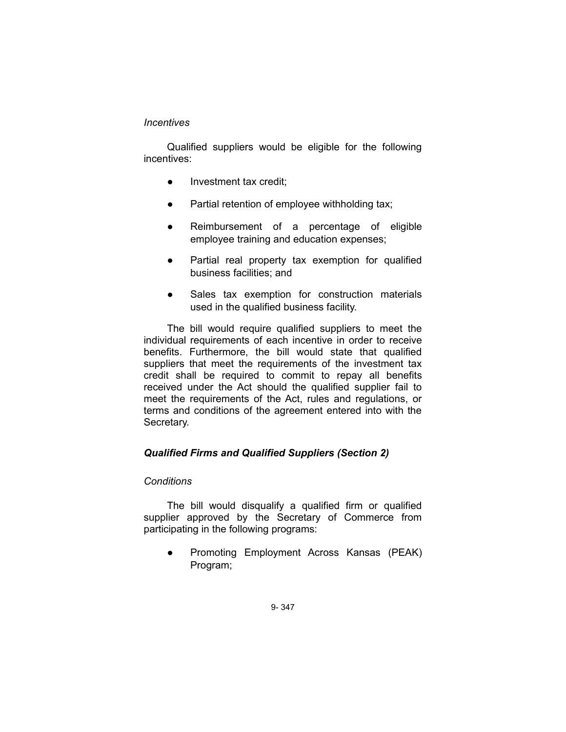*Incentives*

Qualified suppliers would be eligible for the following incentives:

- Investment tax credit;
- Partial retention of employee withholding tax;
- Reimbursement of a percentage of eligible employee training and education expenses;
- Partial real property tax exemption for qualified business facilities; and
- Sales tax exemption for construction materials used in the qualified business facility.

The bill would require qualified suppliers to meet the individual requirements of each incentive in order to receive benefits. Furthermore, the bill would state that qualified suppliers that meet the requirements of the investment tax credit shall be required to commit to repay all benefits received under the Act should the qualified supplier fail to meet the requirements of the Act, rules and regulations, or terms and conditions of the agreement entered into with the Secretary.

### *Qualified Firms and Qualified Suppliers (Section 2)*

*Conditions*

The bill would disqualify a qualified firm or qualified supplier approved by the Secretary of Commerce from participating in the following programs:

- Promoting Employment Across Kansas (PEAK) Program;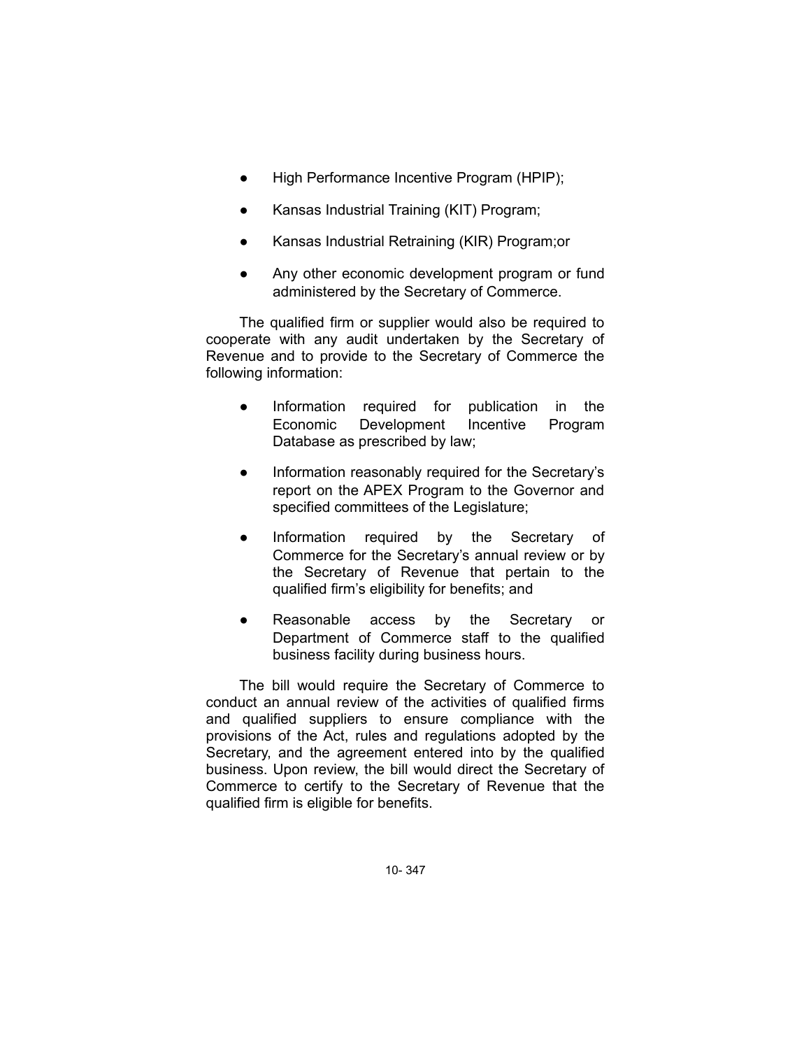- High Performance Incentive Program (HPIP);
- Kansas Industrial Training (KIT) Program;
- Kansas Industrial Retraining (KIR) Program;or
- Any other economic development program or fund administered by the Secretary of Commerce.

The qualified firm or supplier would also be required to cooperate with any audit undertaken by the Secretary of Revenue and to provide to the Secretary of Commerce the following information:

- Information required for publication in the Economic Development Incentive Program Database as prescribed by law;
- Information reasonably required for the Secretary's report on the APEX Program to the Governor and specified committees of the Legislature;
- Information required by the Secretary of Commerce for the Secretary's annual review or by the Secretary of Revenue that pertain to the qualified firm's eligibility for benefits; and
- Reasonable access by the Secretary or Department of Commerce staff to the qualified business facility during business hours.

The bill would require the Secretary of Commerce to conduct an annual review of the activities of qualified firms and qualified suppliers to ensure compliance with the provisions of the Act, rules and regulations adopted by the Secretary, and the agreement entered into by the qualified business. Upon review, the bill would direct the Secretary of Commerce to certify to the Secretary of Revenue that the qualified firm is eligible for benefits.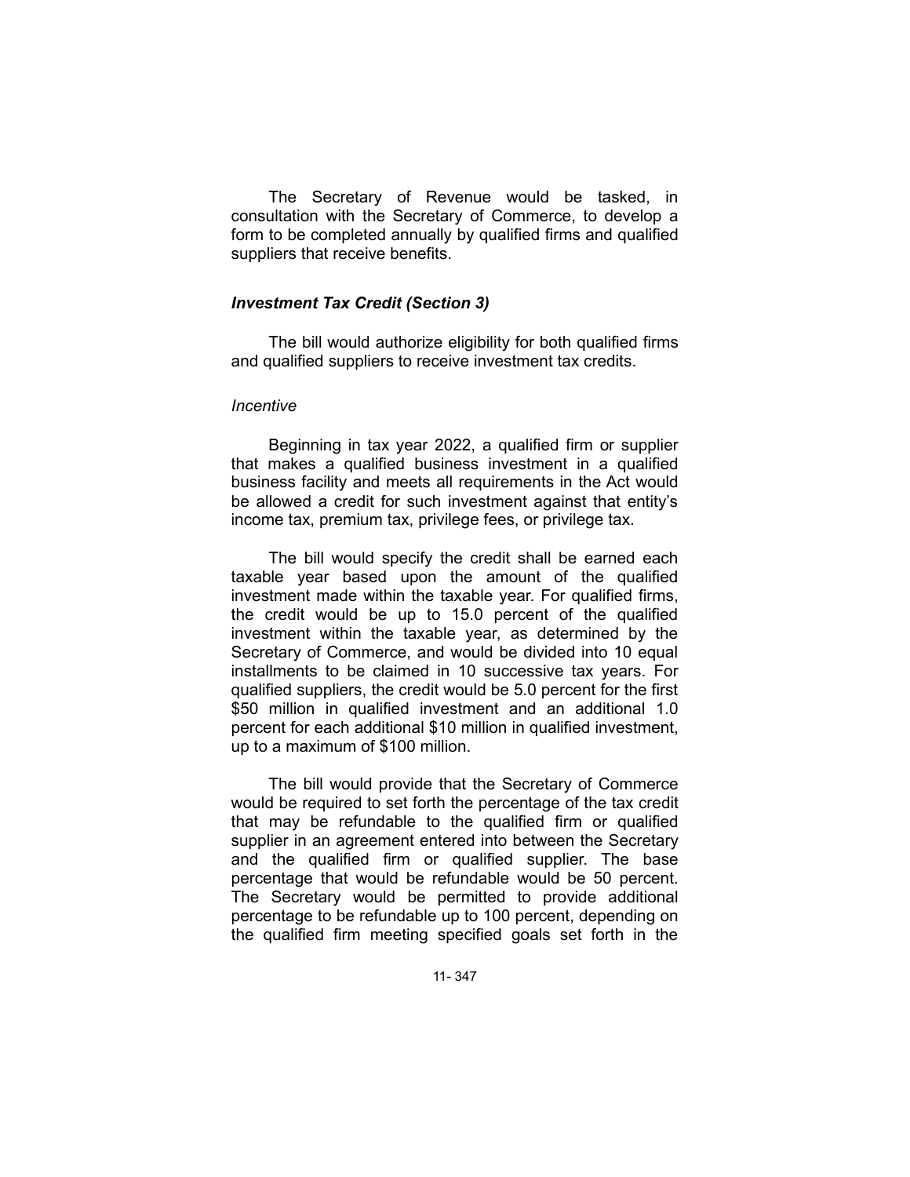The Secretary of Revenue would be tasked, in consultation with the Secretary of Commerce, to develop a form to be completed annually by qualified firms and qualified suppliers that receive benefits.

### *Investment Tax Credit (Section 3)*

The bill would authorize eligibility for both qualified firms and qualified suppliers to receive investment tax credits.

*Incentive*

Beginning in tax year 2022, a qualified firm or supplier that makes a qualified business investment in a qualified business facility and meets all requirements in the Act would be allowed a credit for such investment against that entity's income tax, premium tax, privilege fees, or privilege tax.

The bill would specify the credit shall be earned each taxable year based upon the amount of the qualified investment made within the taxable year. For qualified firms, the credit would be up to 15.0 percent of the qualified investment within the taxable year, as determined by the Secretary of Commerce, and would be divided into 10 equal installments to be claimed in 10 successive tax years. For qualified suppliers, the credit would be 5.0 percent for the first $50 million in qualified investment and an additional 1.0 percent for each additional $10 million in qualified investment, up to a maximum of $100 million.

The bill would provide that the Secretary of Commerce would be required to set forth the percentage of the tax credit that may be refundable to the qualified firm or qualified supplier in an agreement entered into between the Secretary and the qualified firm or qualified supplier. The base percentage that would be refundable would be 50 percent. The Secretary would be permitted to provide additional percentage to be refundable up to 100 percent, depending on the qualified firm meeting specified goals set forth in the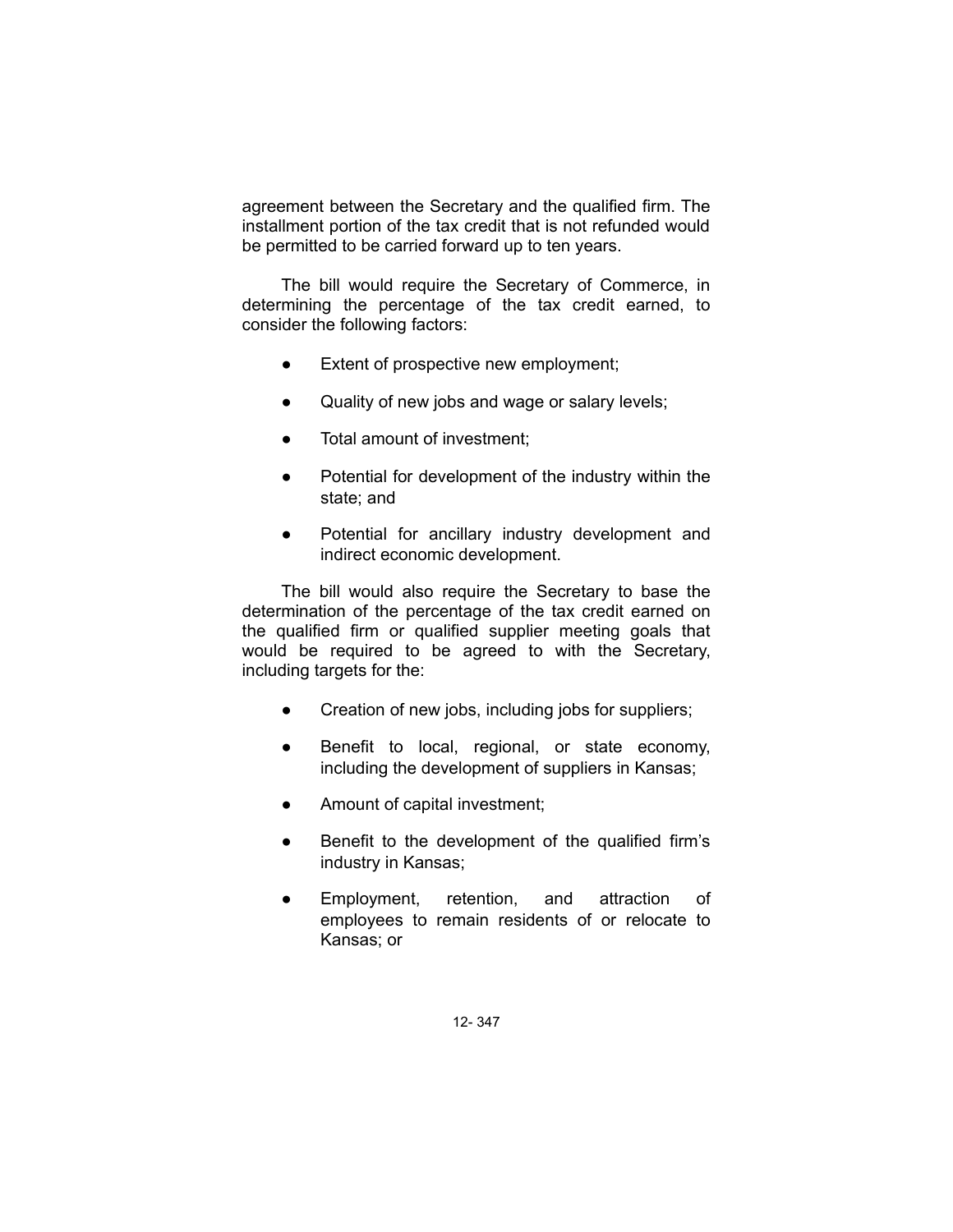agreement between the Secretary and the qualified firm. The installment portion of the tax credit that is not refunded would be permitted to be carried forward up to ten years.

The bill would require the Secretary of Commerce, in determining the percentage of the tax credit earned, to consider the following factors:

- Extent of prospective new employment;
- Quality of new jobs and wage or salary levels;
- Total amount of investment;
- Potential for development of the industry within the state; and
- Potential for ancillary industry development and indirect economic development.

The bill would also require the Secretary to base the determination of the percentage of the tax credit earned on the qualified firm or qualified supplier meeting goals that would be required to be agreed to with the Secretary, including targets for the:

- Creation of new jobs, including jobs for suppliers;
- Benefit to local, regional, or state economy, including the development of suppliers in Kansas;
- Amount of capital investment;
- Benefit to the development of the qualified firm's industry in Kansas;
- Employment, retention, and attraction of employees to remain residents of or relocate to Kansas; or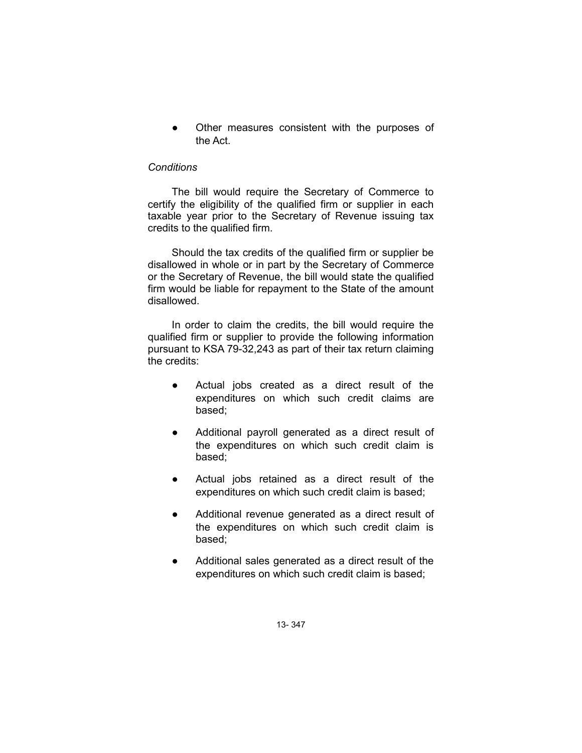- Other measures consistent with the purposes of the Act.

*Conditions*

The bill would require the Secretary of Commerce to certify the eligibility of the qualified firm or supplier in each taxable year prior to the Secretary of Revenue issuing tax credits to the qualified firm.

Should the tax credits of the qualified firm or supplier be disallowed in whole or in part by the Secretary of Commerce or the Secretary of Revenue, the bill would state the qualified firm would be liable for repayment to the State of the amount disallowed.

In order to claim the credits, the bill would require the qualified firm or supplier to provide the following information pursuant to KSA 79-32,243 as part of their tax return claiming the credits:

- Actual jobs created as a direct result of the expenditures on which such credit claims are based;
- Additional payroll generated as a direct result of the expenditures on which such credit claim is based;
- Actual jobs retained as a direct result of the expenditures on which such credit claim is based;
- Additional revenue generated as a direct result of the expenditures on which such credit claim is based;
- Additional sales generated as a direct result of the expenditures on which such credit claim is based;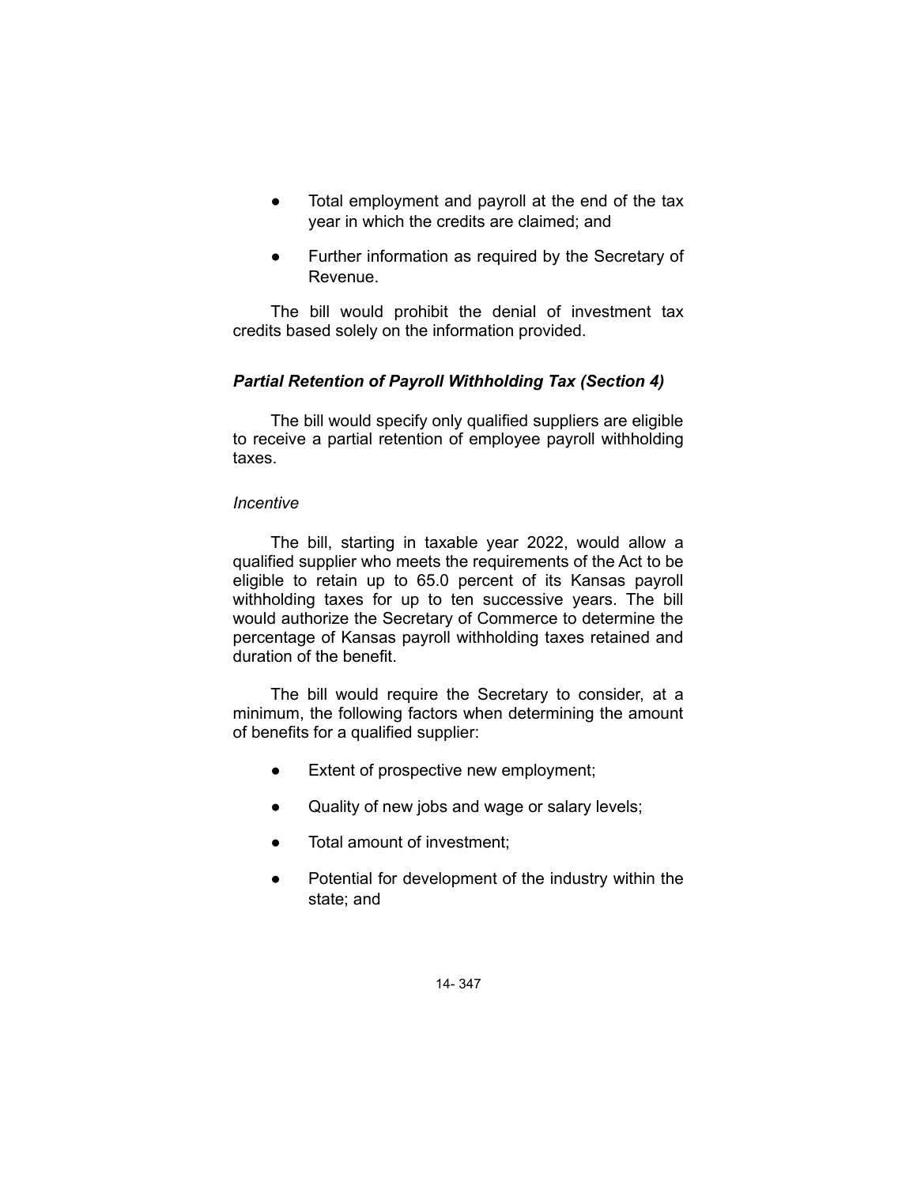- Total employment and payroll at the end of the tax year in which the credits are claimed; and
- Further information as required by the Secretary of Revenue.

The bill would prohibit the denial of investment tax credits based solely on the information provided.

### *Partial Retention of Payroll Withholding Tax (Section 4)*

The bill would specify only qualified suppliers are eligible to receive a partial retention of employee payroll withholding taxes.

*Incentive*

The bill, starting in taxable year 2022, would allow a qualified supplier who meets the requirements of the Act to be eligible to retain up to 65.0 percent of its Kansas payroll withholding taxes for up to ten successive years. The bill would authorize the Secretary of Commerce to determine the percentage of Kansas payroll withholding taxes retained and duration of the benefit.

The bill would require the Secretary to consider, at a minimum, the following factors when determining the amount of benefits for a qualified supplier:

- Extent of prospective new employment;
- Quality of new jobs and wage or salary levels;
- Total amount of investment;
- Potential for development of the industry within the state; and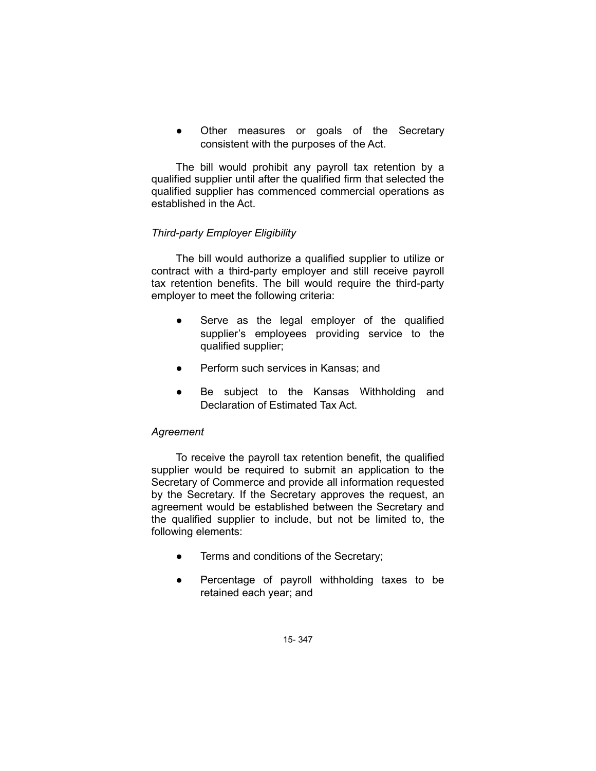- Other measures or goals of the Secretary consistent with the purposes of the Act.

The bill would prohibit any payroll tax retention by a qualified supplier until after the qualified firm that selected the qualified supplier has commenced commercial operations as established in the Act.

*Third-party Employer Eligibility*

The bill would authorize a qualified supplier to utilize or contract with a third-party employer and still receive payroll tax retention benefits. The bill would require the third-party employer to meet the following criteria:

- Serve as the legal employer of the qualified supplier's employees providing service to the qualified supplier;
- Perform such services in Kansas; and
- Be subject to the Kansas Withholding and Declaration of Estimated Tax Act.

*Agreement*

To receive the payroll tax retention benefit, the qualified supplier would be required to submit an application to the Secretary of Commerce and provide all information requested by the Secretary. If the Secretary approves the request, an agreement would be established between the Secretary and the qualified supplier to include, but not be limited to, the following elements:

- Terms and conditions of the Secretary;
- Percentage of payroll withholding taxes to be retained each year; and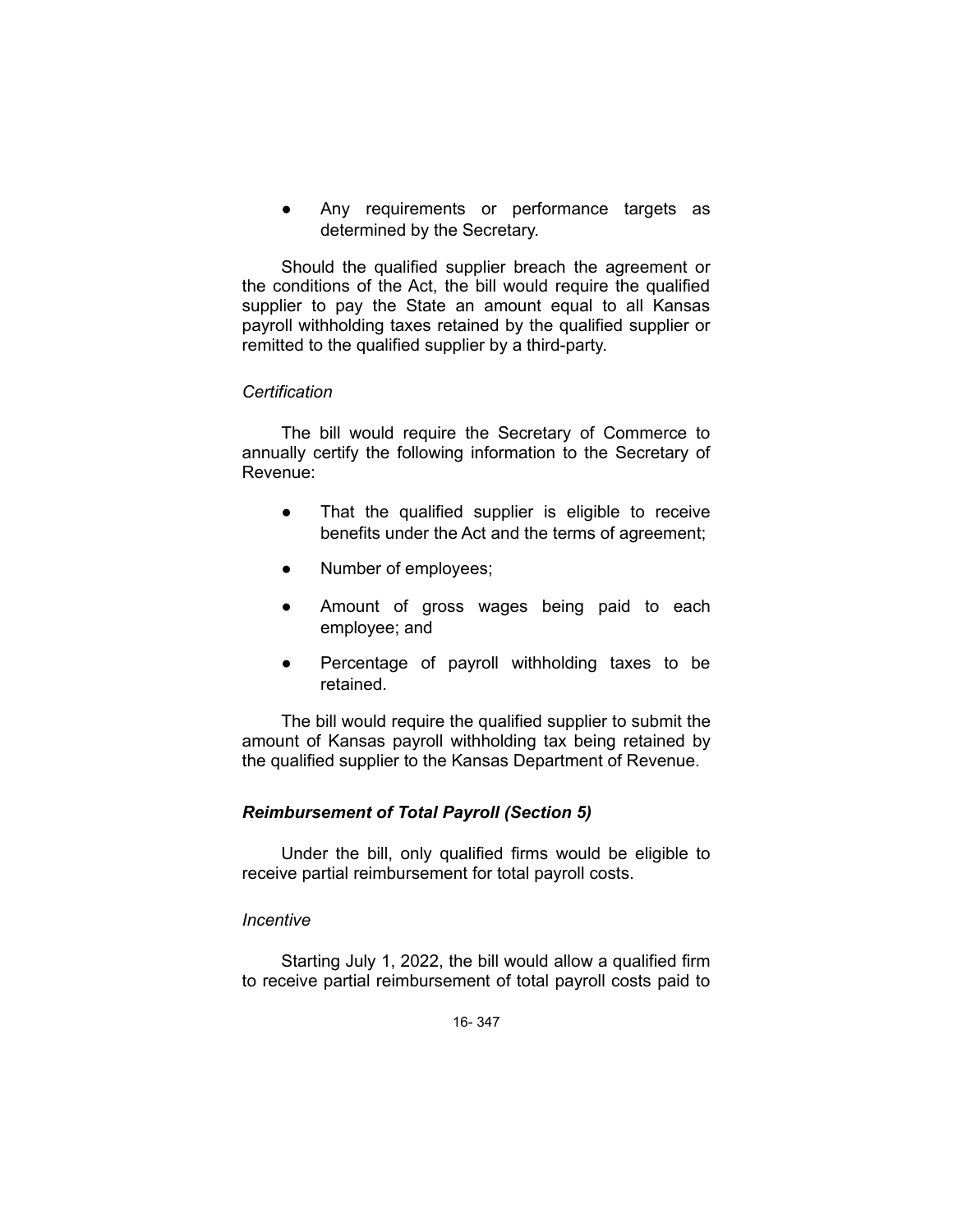- Any requirements or performance targets as determined by the Secretary.

Should the qualified supplier breach the agreement or the conditions of the Act, the bill would require the qualified supplier to pay the State an amount equal to all Kansas payroll withholding taxes retained by the qualified supplier or remitted to the qualified supplier by a third-party.

*Certification*

The bill would require the Secretary of Commerce to annually certify the following information to the Secretary of Revenue:

- That the qualified supplier is eligible to receive benefits under the Act and the terms of agreement;
- Number of employees;
- Amount of gross wages being paid to each employee; and
- Percentage of payroll withholding taxes to be retained.

The bill would require the qualified supplier to submit the amount of Kansas payroll withholding tax being retained by the qualified supplier to the Kansas Department of Revenue.

### ***Reimbursement of Total Payroll (Section 5)***

Under the bill, only qualified firms would be eligible to receive partial reimbursement for total payroll costs.

*Incentive*

Starting July 1, 2022, the bill would allow a qualified firm to receive partial reimbursement of total payroll costs paid to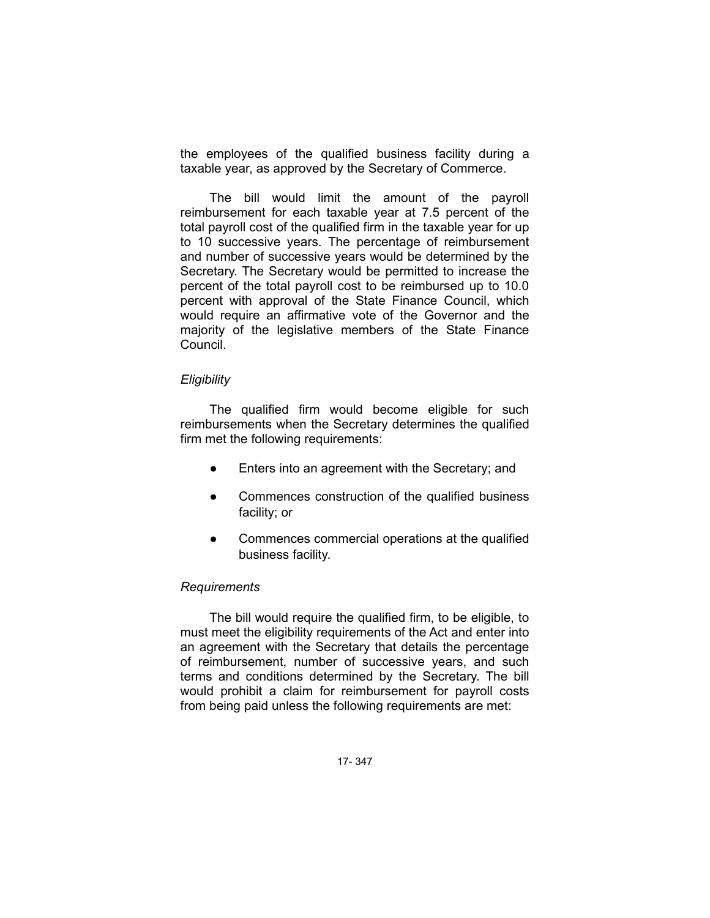the employees of the qualified business facility during a taxable year, as approved by the Secretary of Commerce.

The bill would limit the amount of the payroll reimbursement for each taxable year at 7.5 percent of the total payroll cost of the qualified firm in the taxable year for up to 10 successive years. The percentage of reimbursement and number of successive years would be determined by the Secretary. The Secretary would be permitted to increase the percent of the total payroll cost to be reimbursed up to 10.0 percent with approval of the State Finance Council, which would require an affirmative vote of the Governor and the majority of the legislative members of the State Finance Council.

*Eligibility*

The qualified firm would become eligible for such reimbursements when the Secretary determines the qualified firm met the following requirements:

- Enters into an agreement with the Secretary; and
- Commences construction of the qualified business facility; or
- Commences commercial operations at the qualified business facility.

*Requirements*

The bill would require the qualified firm, to be eligible, to must meet the eligibility requirements of the Act and enter into an agreement with the Secretary that details the percentage of reimbursement, number of successive years, and such terms and conditions determined by the Secretary. The bill would prohibit a claim for reimbursement for payroll costs from being paid unless the following requirements are met: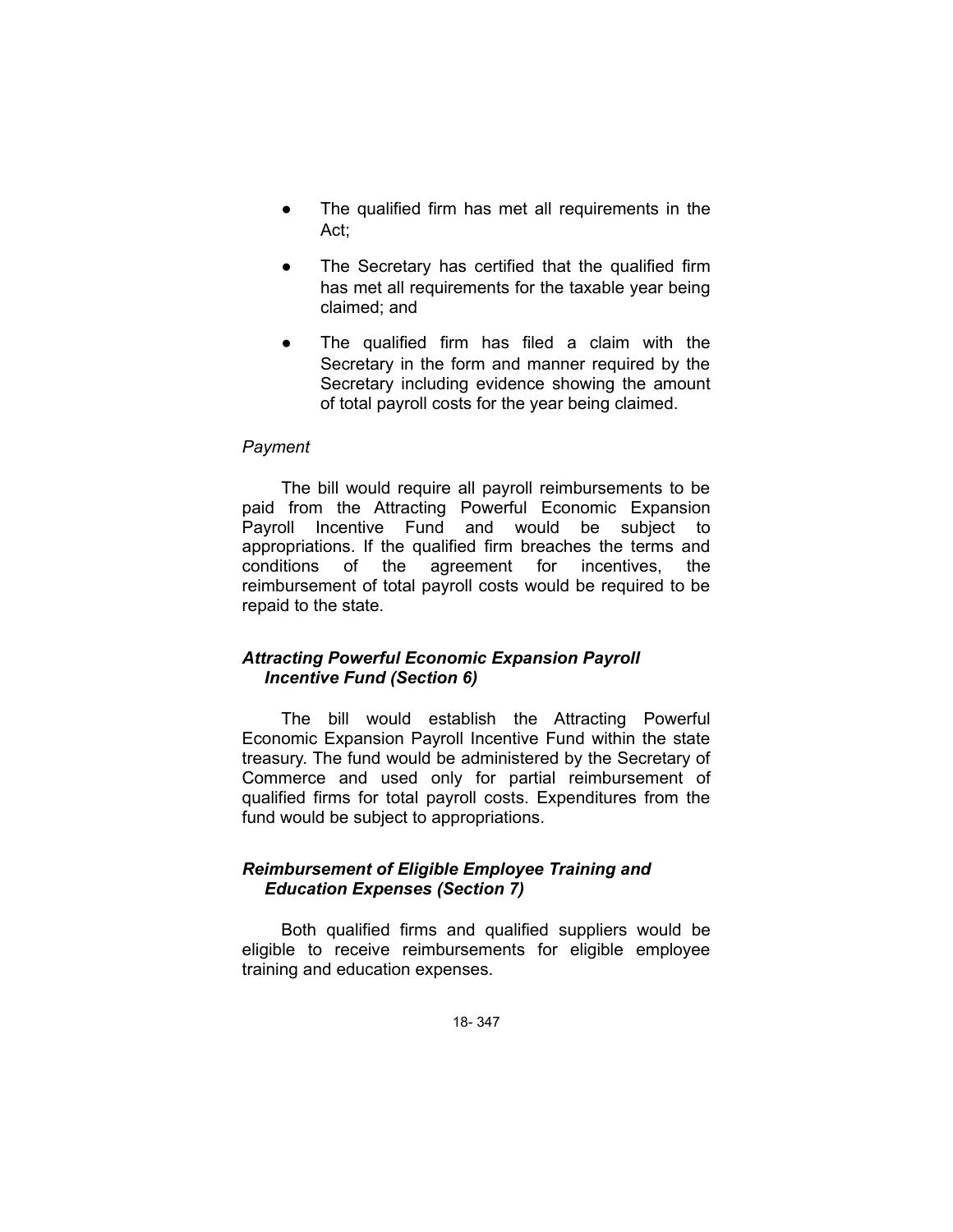- The qualified firm has met all requirements in the Act;
- The Secretary has certified that the qualified firm has met all requirements for the taxable year being claimed; and
- The qualified firm has filed a claim with the Secretary in the form and manner required by the Secretary including evidence showing the amount of total payroll costs for the year being claimed.

*Payment*

The bill would require all payroll reimbursements to be paid from the Attracting Powerful Economic Expansion Payroll Incentive Fund and would be subject to appropriations. If the qualified firm breaches the terms and conditions of the agreement for incentives, the reimbursement of total payroll costs would be required to be repaid to the state.

### *Attracting Powerful Economic Expansion Payroll Incentive Fund (Section 6)*

The bill would establish the Attracting Powerful Economic Expansion Payroll Incentive Fund within the state treasury. The fund would be administered by the Secretary of Commerce and used only for partial reimbursement of qualified firms for total payroll costs. Expenditures from the fund would be subject to appropriations.

### *Reimbursement of Eligible Employee Training and Education Expenses (Section 7)*

Both qualified firms and qualified suppliers would be eligible to receive reimbursements for eligible employee training and education expenses.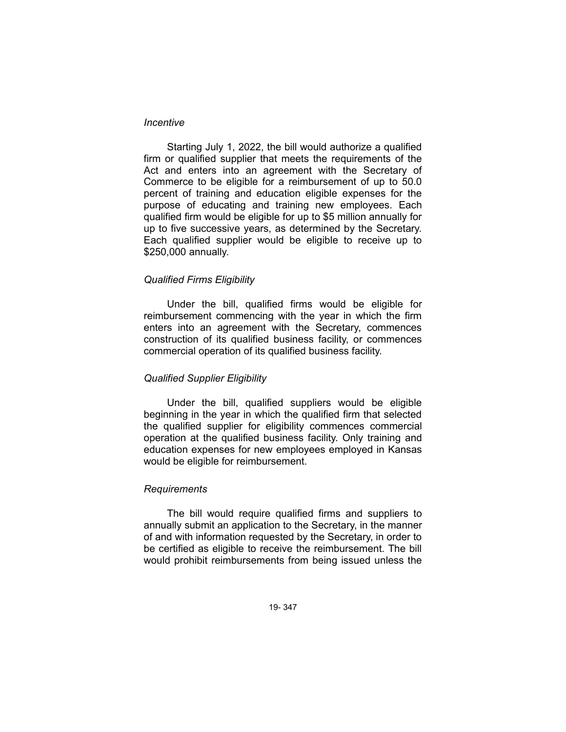*Incentive*

Starting July 1, 2022, the bill would authorize a qualified firm or qualified supplier that meets the requirements of the Act and enters into an agreement with the Secretary of Commerce to be eligible for a reimbursement of up to 50.0 percent of training and education eligible expenses for the purpose of educating and training new employees. Each qualified firm would be eligible for up to $5 million annually for up to five successive years, as determined by the Secretary. Each qualified supplier would be eligible to receive up to $250,000 annually.

*Qualified Firms Eligibility*

Under the bill, qualified firms would be eligible for reimbursement commencing with the year in which the firm enters into an agreement with the Secretary, commences construction of its qualified business facility, or commences commercial operation of its qualified business facility.

*Qualified Supplier Eligibility*

Under the bill, qualified suppliers would be eligible beginning in the year in which the qualified firm that selected the qualified supplier for eligibility commences commercial operation at the qualified business facility. Only training and education expenses for new employees employed in Kansas would be eligible for reimbursement.

*Requirements*

The bill would require qualified firms and suppliers to annually submit an application to the Secretary, in the manner of and with information requested by the Secretary, in order to be certified as eligible to receive the reimbursement. The bill would prohibit reimbursements from being issued unless the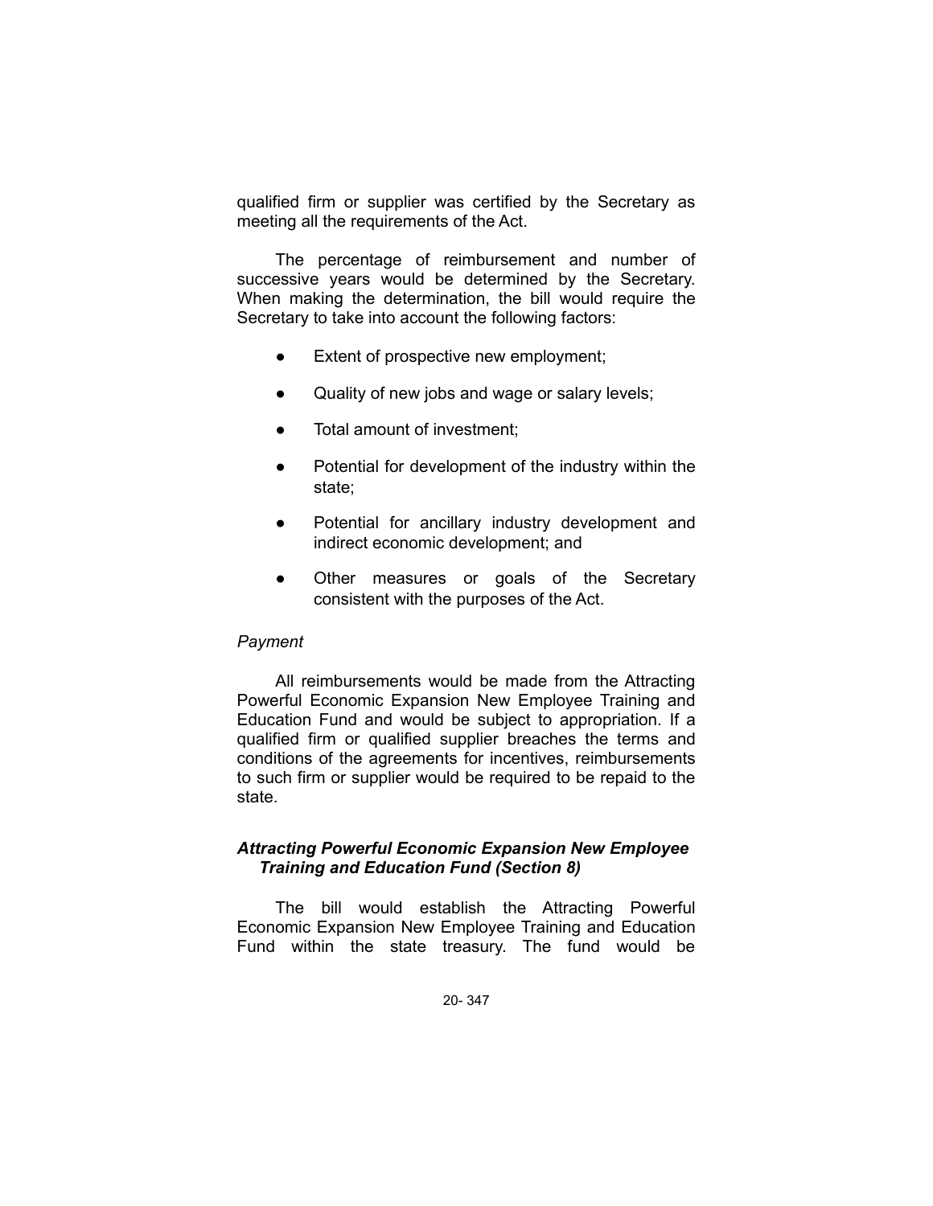qualified firm or supplier was certified by the Secretary as meeting all the requirements of the Act.

The percentage of reimbursement and number of successive years would be determined by the Secretary. When making the determination, the bill would require the Secretary to take into account the following factors:

- Extent of prospective new employment;
- Quality of new jobs and wage or salary levels;
- Total amount of investment;
- Potential for development of the industry within the state;
- Potential for ancillary industry development and indirect economic development; and
- Other measures or goals of the Secretary consistent with the purposes of the Act.

*Payment*

All reimbursements would be made from the Attracting Powerful Economic Expansion New Employee Training and Education Fund and would be subject to appropriation. If a qualified firm or qualified supplier breaches the terms and conditions of the agreements for incentives, reimbursements to such firm or supplier would be required to be repaid to the state.

***Attracting Powerful Economic Expansion New Employee Training and Education Fund (Section 8)***

The bill would establish the Attracting Powerful Economic Expansion New Employee Training and Education Fund within the state treasury. The fund would be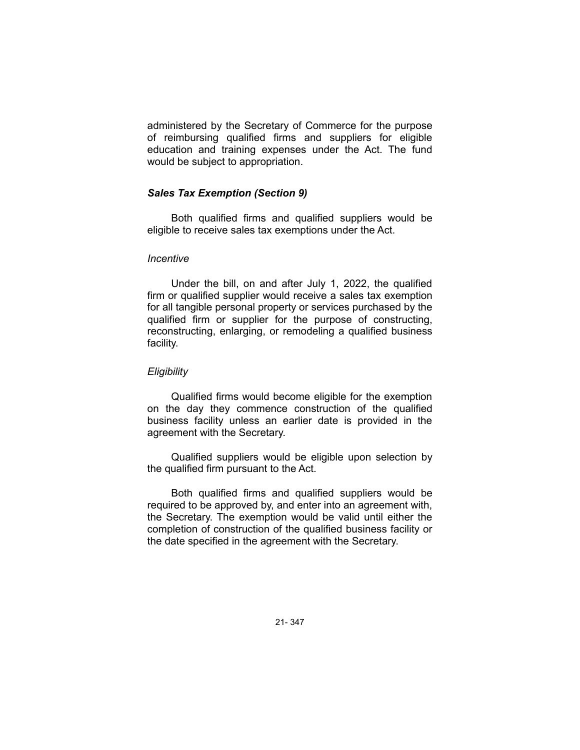administered by the Secretary of Commerce for the purpose of reimbursing qualified firms and suppliers for eligible education and training expenses under the Act. The fund would be subject to appropriation.

### *Sales Tax Exemption (Section 9)*

Both qualified firms and qualified suppliers would be eligible to receive sales tax exemptions under the Act.

#### *Incentive*

Under the bill, on and after July 1, 2022, the qualified firm or qualified supplier would receive a sales tax exemption for all tangible personal property or services purchased by the qualified firm or supplier for the purpose of constructing, reconstructing, enlarging, or remodeling a qualified business facility.

#### *Eligibility*

Qualified firms would become eligible for the exemption on the day they commence construction of the qualified business facility unless an earlier date is provided in the agreement with the Secretary.

Qualified suppliers would be eligible upon selection by the qualified firm pursuant to the Act.

Both qualified firms and qualified suppliers would be required to be approved by, and enter into an agreement with, the Secretary. The exemption would be valid until either the completion of construction of the qualified business facility or the date specified in the agreement with the Secretary.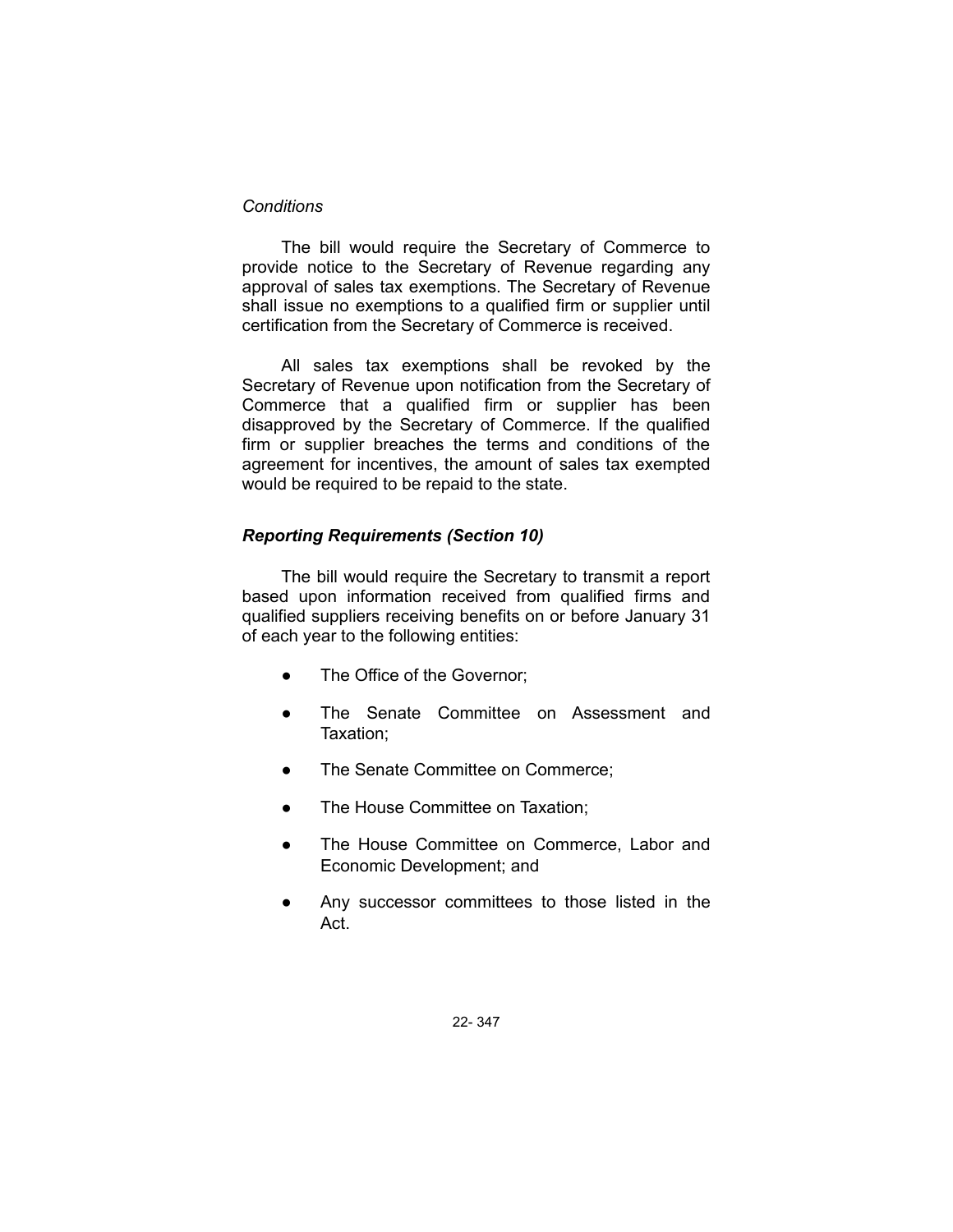*Conditions*

The bill would require the Secretary of Commerce to provide notice to the Secretary of Revenue regarding any approval of sales tax exemptions. The Secretary of Revenue shall issue no exemptions to a qualified firm or supplier until certification from the Secretary of Commerce is received.

All sales tax exemptions shall be revoked by the Secretary of Revenue upon notification from the Secretary of Commerce that a qualified firm or supplier has been disapproved by the Secretary of Commerce. If the qualified firm or supplier breaches the terms and conditions of the agreement for incentives, the amount of sales tax exempted would be required to be repaid to the state.

***Reporting Requirements (Section 10)***

The bill would require the Secretary to transmit a report based upon information received from qualified firms and qualified suppliers receiving benefits on or before January 31 of each year to the following entities:

- The Office of the Governor;
- The Senate Committee on Assessment and Taxation;
- The Senate Committee on Commerce;
- The House Committee on Taxation;
- The House Committee on Commerce, Labor and Economic Development; and
- Any successor committees to those listed in the Act.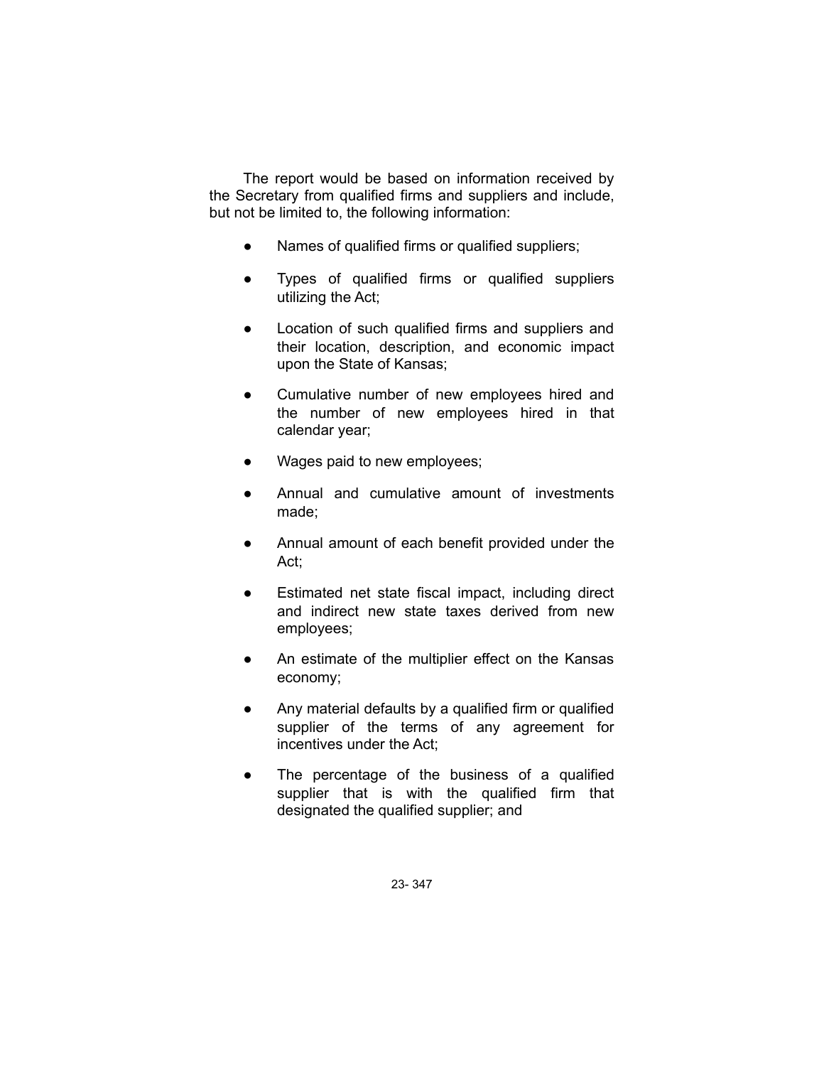The report would be based on information received by the Secretary from qualified firms and suppliers and include, but not be limited to, the following information:

- Names of qualified firms or qualified suppliers;
- Types of qualified firms or qualified suppliers utilizing the Act;
- Location of such qualified firms and suppliers and their location, description, and economic impact upon the State of Kansas;
- Cumulative number of new employees hired and the number of new employees hired in that calendar year;
- Wages paid to new employees;
- Annual and cumulative amount of investments made;
- Annual amount of each benefit provided under the Act;
- Estimated net state fiscal impact, including direct and indirect new state taxes derived from new employees;
- An estimate of the multiplier effect on the Kansas economy;
- Any material defaults by a qualified firm or qualified supplier of the terms of any agreement for incentives under the Act;
- The percentage of the business of a qualified supplier that is with the qualified firm that designated the qualified supplier; and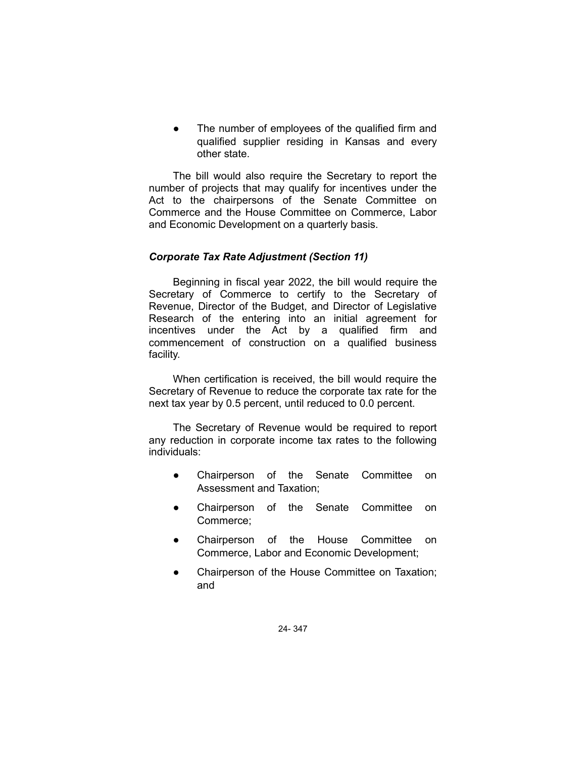- The number of employees of the qualified firm and qualified supplier residing in Kansas and every other state.

The bill would also require the Secretary to report the number of projects that may qualify for incentives under the Act to the chairpersons of the Senate Committee on Commerce and the House Committee on Commerce, Labor and Economic Development on a quarterly basis.

### *Corporate Tax Rate Adjustment (Section 11)*

Beginning in fiscal year 2022, the bill would require the Secretary of Commerce to certify to the Secretary of Revenue, Director of the Budget, and Director of Legislative Research of the entering into an initial agreement for incentives under the Act by a qualified firm and commencement of construction on a qualified business facility.

When certification is received, the bill would require the Secretary of Revenue to reduce the corporate tax rate for the next tax year by 0.5 percent, until reduced to 0.0 percent.

The Secretary of Revenue would be required to report any reduction in corporate income tax rates to the following individuals:

- Chairperson of the Senate Committee on Assessment and Taxation;
- Chairperson of the Senate Committee on Commerce;
- Chairperson of the House Committee on Commerce, Labor and Economic Development;
- Chairperson of the House Committee on Taxation; and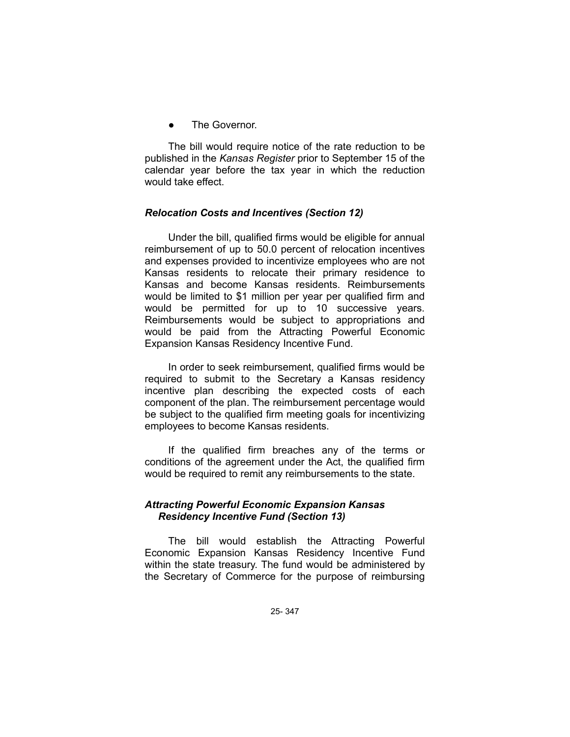- The Governor.

The bill would require notice of the rate reduction to be published in the *Kansas Register* prior to September 15 of the calendar year before the tax year in which the reduction would take effect.

### *Relocation Costs and Incentives (Section 12)*

Under the bill, qualified firms would be eligible for annual reimbursement of up to 50.0 percent of relocation incentives and expenses provided to incentivize employees who are not Kansas residents to relocate their primary residence to Kansas and become Kansas residents. Reimbursements would be limited to $1 million per year per qualified firm and would be permitted for up to 10 successive years. Reimbursements would be subject to appropriations and would be paid from the Attracting Powerful Economic Expansion Kansas Residency Incentive Fund.

In order to seek reimbursement, qualified firms would be required to submit to the Secretary a Kansas residency incentive plan describing the expected costs of each component of the plan. The reimbursement percentage would be subject to the qualified firm meeting goals for incentivizing employees to become Kansas residents.

If the qualified firm breaches any of the terms or conditions of the agreement under the Act, the qualified firm would be required to remit any reimbursements to the state.

### *Attracting Powerful Economic Expansion Kansas Residency Incentive Fund (Section 13)*

The bill would establish the Attracting Powerful Economic Expansion Kansas Residency Incentive Fund within the state treasury. The fund would be administered by the Secretary of Commerce for the purpose of reimbursing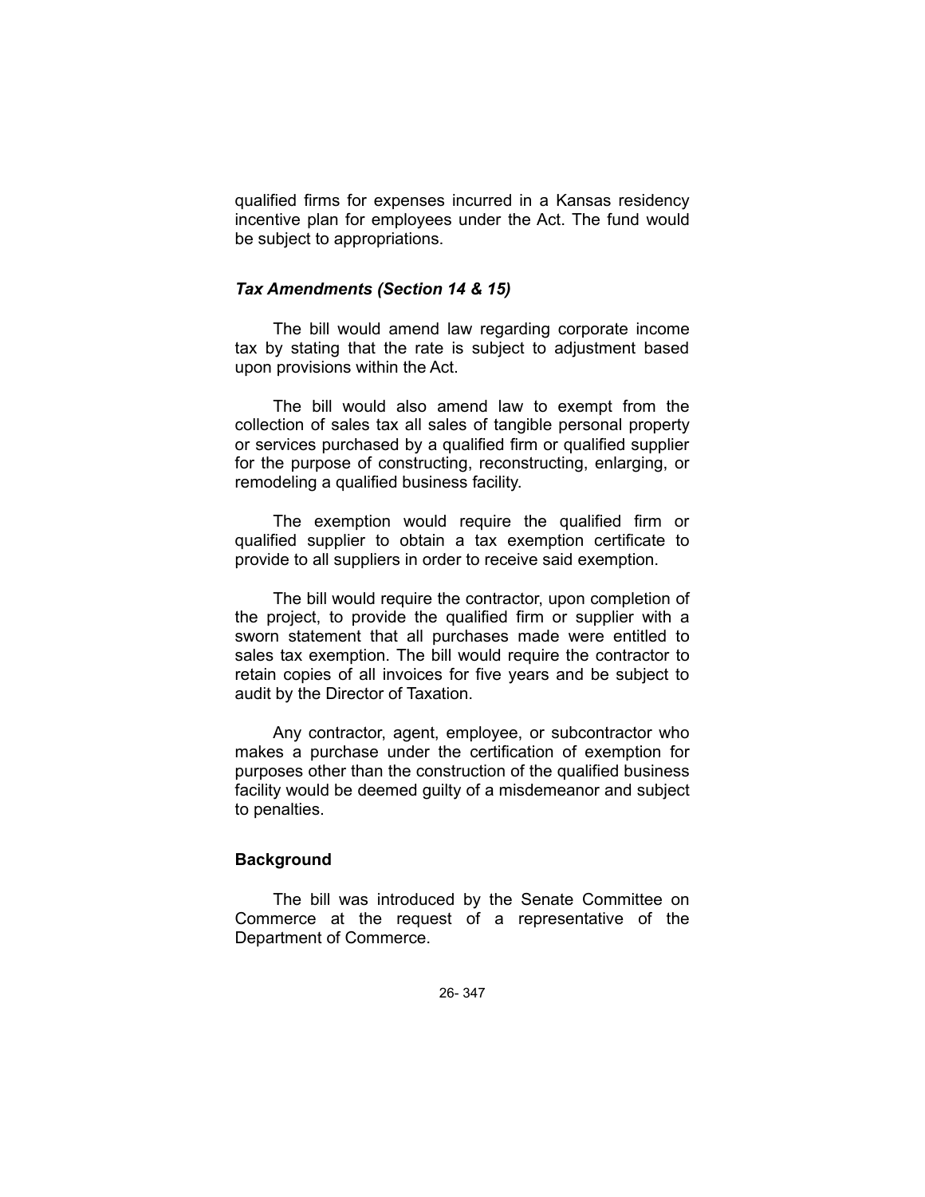qualified firms for expenses incurred in a Kansas residency incentive plan for employees under the Act. The fund would be subject to appropriations.

### *Tax Amendments (Section 14 & 15)*

The bill would amend law regarding corporate income tax by stating that the rate is subject to adjustment based upon provisions within the Act.

The bill would also amend law to exempt from the collection of sales tax all sales of tangible personal property or services purchased by a qualified firm or qualified supplier for the purpose of constructing, reconstructing, enlarging, or remodeling a qualified business facility.

The exemption would require the qualified firm or qualified supplier to obtain a tax exemption certificate to provide to all suppliers in order to receive said exemption.

The bill would require the contractor, upon completion of the project, to provide the qualified firm or supplier with a sworn statement that all purchases made were entitled to sales tax exemption. The bill would require the contractor to retain copies of all invoices for five years and be subject to audit by the Director of Taxation.

Any contractor, agent, employee, or subcontractor who makes a purchase under the certification of exemption for purposes other than the construction of the qualified business facility would be deemed guilty of a misdemeanor and subject to penalties.

### **Background**

The bill was introduced by the Senate Committee on Commerce at the request of a representative of the Department of Commerce.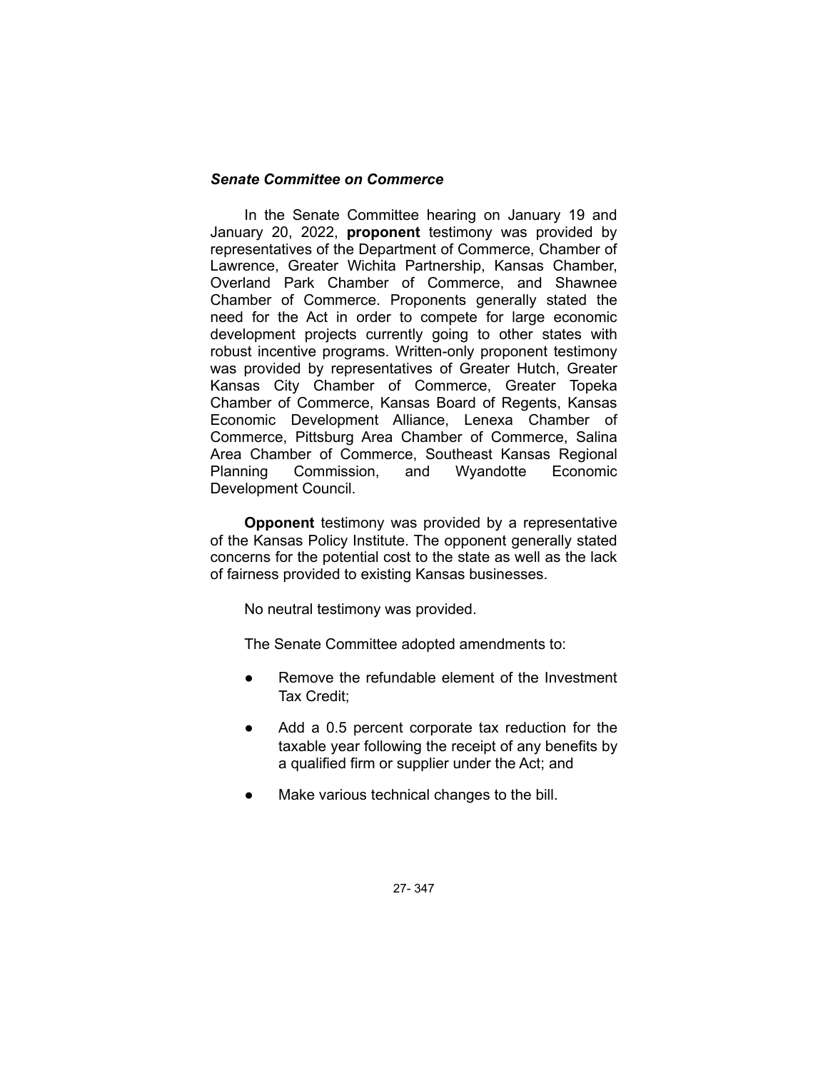### *Senate Committee on Commerce*

In the Senate Committee hearing on January 19 and January 20, 2022, **proponent** testimony was provided by representatives of the Department of Commerce, Chamber of Lawrence, Greater Wichita Partnership, Kansas Chamber, Overland Park Chamber of Commerce, and Shawnee Chamber of Commerce. Proponents generally stated the need for the Act in order to compete for large economic development projects currently going to other states with robust incentive programs. Written-only proponent testimony was provided by representatives of Greater Hutch, Greater Kansas City Chamber of Commerce, Greater Topeka Chamber of Commerce, Kansas Board of Regents, Kansas Economic Development Alliance, Lenexa Chamber of Commerce, Pittsburg Area Chamber of Commerce, Salina Area Chamber of Commerce, Southeast Kansas Regional Planning Commission, and Wyandotte Economic Development Council.

**Opponent** testimony was provided by a representative of the Kansas Policy Institute. The opponent generally stated concerns for the potential cost to the state as well as the lack of fairness provided to existing Kansas businesses.

No neutral testimony was provided.

The Senate Committee adopted amendments to:

- Remove the refundable element of the Investment Tax Credit;
- Add a 0.5 percent corporate tax reduction for the taxable year following the receipt of any benefits by a qualified firm or supplier under the Act; and
- Make various technical changes to the bill.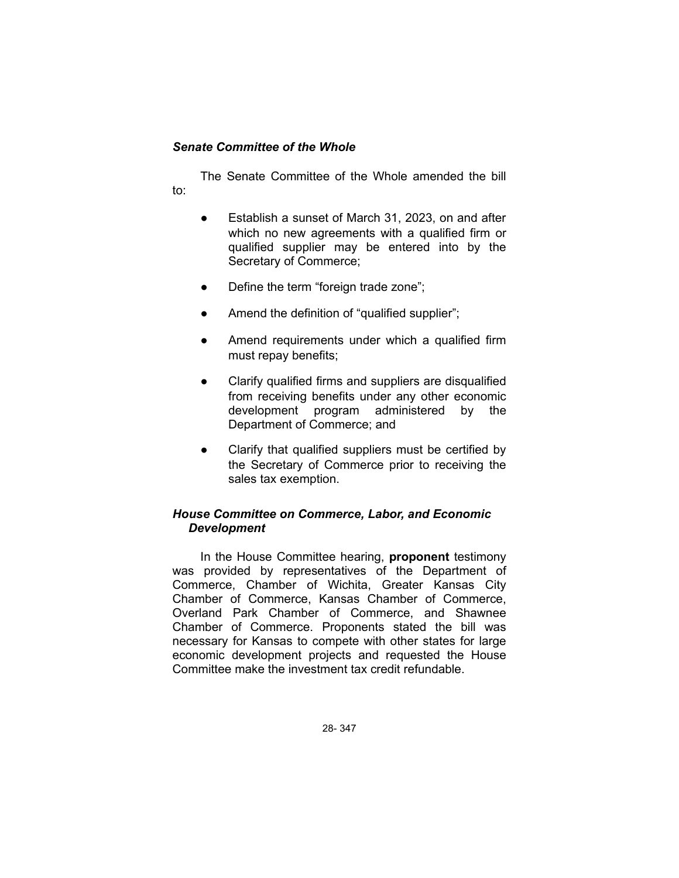*Senate Committee of the Whole*

The Senate Committee of the Whole amended the bill to:

- Establish a sunset of March 31, 2023, on and after which no new agreements with a qualified firm or qualified supplier may be entered into by the Secretary of Commerce;
- Define the term "foreign trade zone";
- Amend the definition of "qualified supplier";
- Amend requirements under which a qualified firm must repay benefits;
- Clarify qualified firms and suppliers are disqualified from receiving benefits under any other economic development program administered by the Department of Commerce; and
- Clarify that qualified suppliers must be certified by the Secretary of Commerce prior to receiving the sales tax exemption.

*House Committee on Commerce, Labor, and Economic Development*

In the House Committee hearing, **proponent** testimony was provided by representatives of the Department of Commerce, Chamber of Wichita, Greater Kansas City Chamber of Commerce, Kansas Chamber of Commerce, Overland Park Chamber of Commerce, and Shawnee Chamber of Commerce. Proponents stated the bill was necessary for Kansas to compete with other states for large economic development projects and requested the House Committee make the investment tax credit refundable.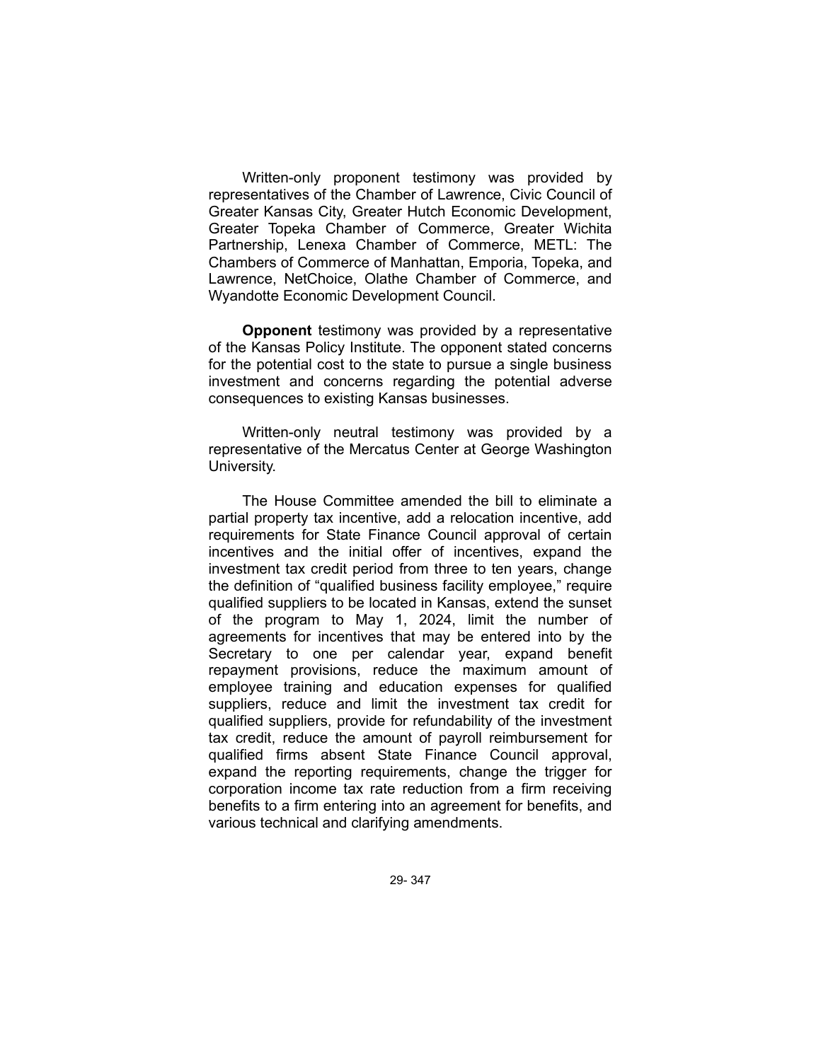Written-only proponent testimony was provided by representatives of the Chamber of Lawrence, Civic Council of Greater Kansas City, Greater Hutch Economic Development, Greater Topeka Chamber of Commerce, Greater Wichita Partnership, Lenexa Chamber of Commerce, METL: The Chambers of Commerce of Manhattan, Emporia, Topeka, and Lawrence, NetChoice, Olathe Chamber of Commerce, and Wyandotte Economic Development Council.

**Opponent** testimony was provided by a representative of the Kansas Policy Institute. The opponent stated concerns for the potential cost to the state to pursue a single business investment and concerns regarding the potential adverse consequences to existing Kansas businesses.

Written-only neutral testimony was provided by a representative of the Mercatus Center at George Washington University.

The House Committee amended the bill to eliminate a partial property tax incentive, add a relocation incentive, add requirements for State Finance Council approval of certain incentives and the initial offer of incentives, expand the investment tax credit period from three to ten years, change the definition of "qualified business facility employee," require qualified suppliers to be located in Kansas, extend the sunset of the program to May 1, 2024, limit the number of agreements for incentives that may be entered into by the Secretary to one per calendar year, expand benefit repayment provisions, reduce the maximum amount of employee training and education expenses for qualified suppliers, reduce and limit the investment tax credit for qualified suppliers, provide for refundability of the investment tax credit, reduce the amount of payroll reimbursement for qualified firms absent State Finance Council approval, expand the reporting requirements, change the trigger for corporation income tax rate reduction from a firm receiving benefits to a firm entering into an agreement for benefits, and various technical and clarifying amendments.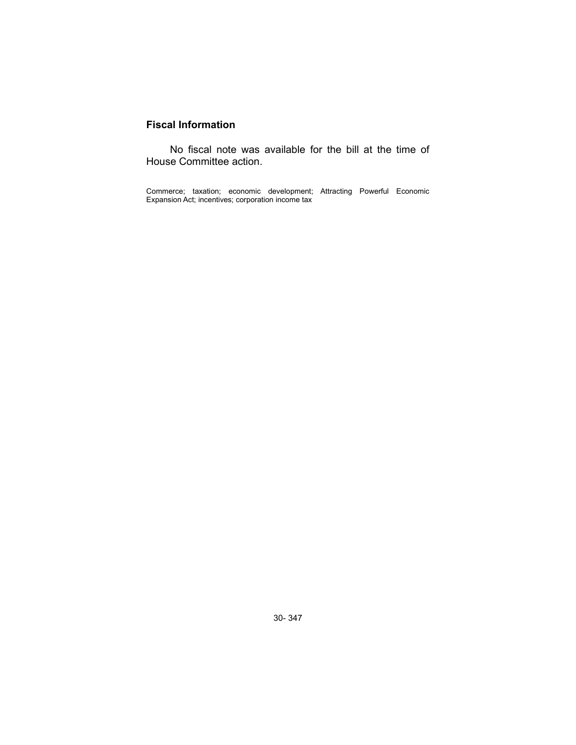## Fiscal Information

No fiscal note was available for the bill at the time of House Committee action.

Commerce; taxation; economic development; Attracting Powerful Economic Expansion Act; incentives; corporation income tax